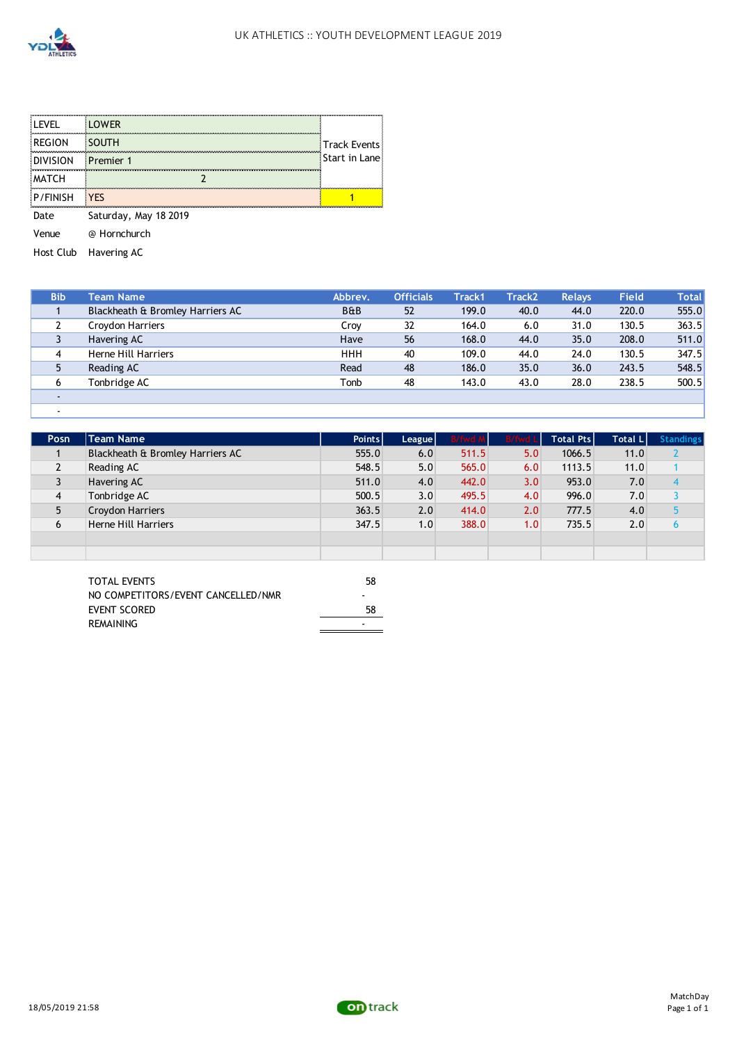# UK ATHLETICS :: YOUTH DEVELOPMENT LEAGUE 2019

| | | |
|---|---|---|
| LEVEL | LOWER | Track Events Start in Lane |
| REGION | SOUTH | |
| DIVISION | Premier 1 | |
| MATCH | 2 | |
| P/FINISH | YES | 1 |

Date Saturday, May 18 2019

Venue @ Hornchurch

Host Club Havering AC

| Bib | Team Name | Abbrev. | Officials | Track1 | Track2 | Relays | Field | Total |
|---|---|---|---|---|---|---|---|---|
| 1 | Blackheath & Bromley Harriers AC | B&B | 52 | 199.0 | 40.0 | 44.0 | 220.0 | 555.0 |
| 2 | Croydon Harriers | Croy | 32 | 164.0 | 6.0 | 31.0 | 130.5 | 363.5 |
| 3 | Havering AC | Have | 56 | 168.0 | 44.0 | 35.0 | 208.0 | 511.0 |
| 4 | Herne Hill Harriers | HHH | 40 | 109.0 | 44.0 | 24.0 | 130.5 | 347.5 |
| 5 | Reading AC | Read | 48 | 186.0 | 35.0 | 36.0 | 243.5 | 548.5 |
| 6 | Tonbridge AC | Tonb | 48 | 143.0 | 43.0 | 28.0 | 238.5 | 500.5 |
| - | | | | | | | | |
| - | | | | | | | | |

| Posn | Team Name | Points | League | B/fwd M | B/fwd L | Total Pts | Total L | Standings |
|---|---|---|---|---|---|---|---|---|
| 1 | Blackheath & Bromley Harriers AC | 555.0 | 6.0 | 511.5 | 5.0 | 1066.5 | 11.0 | 2 |
| 2 | Reading AC | 548.5 | 5.0 | 565.0 | 6.0 | 1113.5 | 11.0 | 1 |
| 3 | Havering AC | 511.0 | 4.0 | 442.0 | 3.0 | 953.0 | 7.0 | 4 |
| 4 | Tonbridge AC | 500.5 | 3.0 | 495.5 | 4.0 | 996.0 | 7.0 | 3 |
| 5 | Croydon Harriers | 363.5 | 2.0 | 414.0 | 2.0 | 777.5 | 4.0 | 5 |
| 6 | Herne Hill Harriers | 347.5 | 1.0 | 388.0 | 1.0 | 735.5 | 2.0 | 6 |
| | | | | | | | | |
| | | | | | | | | |

| | |
|---|---|
| TOTAL EVENTS | 58 |
| NO COMPETITORS/EVENT CANCELLED/NMR | - |
| EVENT SCORED | 58 |
| REMAINING | - |

18/05/2019 21:58

MatchDay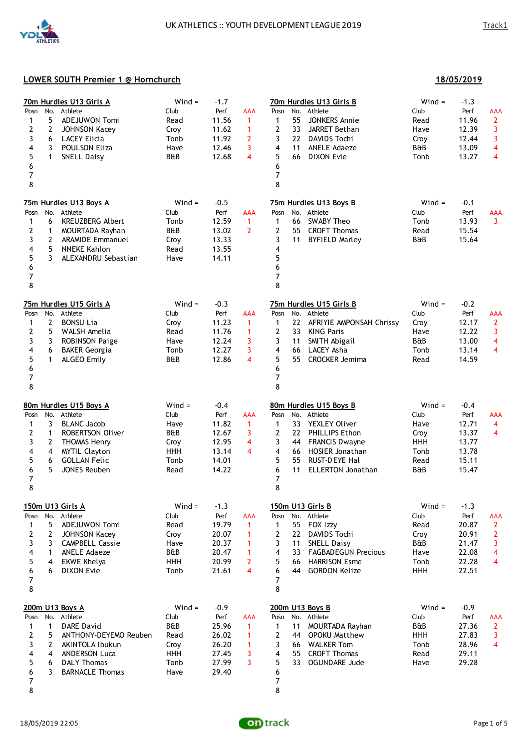# UK ATHLETICS :: YOUTH DEVELOPMENT LEAGUE 2019

Track1

## LOWER SOUTH Premier 1 @ Hornchurch

18/05/2019

### 70m Hurdles U13 Girls A

Wind = -1.7

| Posn | No. | Athlete | Club | Perf | AAA |
|---|---|---|---|---|---|
| 1 | 5 | ADEJUWON Tomi | Read | 11.56 | 1 |
| 2 | 2 | JOHNSON Kacey | Croy | 11.62 | 1 |
| 3 | 6 | LACEY Elicia | Tonb | 11.92 | 2 |
| 4 | 3 | POULSON Eliza | Have | 12.46 | 3 |
| 5 | 1 | SNELL Daisy | B&B | 12.68 | 4 |
| 6 | | | | | |
| 7 | | | | | |
| 8 | | | | | |

### 70m Hurdles U13 Girls B

Wind = -1.3

| Posn | No. | Athlete | Club | Perf | AAA |
|---|---|---|---|---|---|
| 1 | 55 | JONKERS Annie | Read | 11.96 | 2 |
| 2 | 33 | JARRET Bethan | Have | 12.39 | 3 |
| 3 | 22 | DAVIDS Tochi | Croy | 12.44 | 3 |
| 4 | 11 | ANELE Adaeze | B&B | 13.09 | 4 |
| 5 | 66 | DIXON Evie | Tonb | 13.27 | 4 |
| 6 | | | | | |
| 7 | | | | | |
| 8 | | | | | |

### 75m Hurdles U13 Boys A

Wind = -0.5

| Posn | No. | Athlete | Club | Perf | AAA |
|---|---|---|---|---|---|
| 1 | 6 | KREUZBERG Albert | Tonb | 12.59 | 1 |
| 2 | 1 | MOURTADA Rayhan | B&B | 13.02 | 2 |
| 3 | 2 | ARAMIDE Emmanuel | Croy | 13.33 | |
| 4 | 5 | NNEKE Kahlon | Read | 13.55 | |
| 5 | 3 | ALEXANDRU Sebastian | Have | 14.11 | |
| 6 | | | | | |
| 7 | | | | | |
| 8 | | | | | |

### 75m Hurdles U13 Boys B

Wind = -0.1

| Posn | No. | Athlete | Club | Perf | AAA |
|---|---|---|---|---|---|
| 1 | 66 | SWABY Theo | Tonb | 13.93 | 3 |
| 2 | 55 | CROFT Thomas | Read | 15.54 | |
| 3 | 11 | BYFIELD Marley | B&B | 15.64 | |
| 4 | | | | | |
| 5 | | | | | |
| 6 | | | | | |
| 7 | | | | | |
| 8 | | | | | |

### 75m Hurdles U15 Girls A

Wind = -0.3

| Posn | No. | Athlete | Club | Perf | AAA |
|---|---|---|---|---|---|
| 1 | 2 | BONSU Lia | Croy | 11.23 | 1 |
| 2 | 5 | WALSH Amelia | Read | 11.76 | 1 |
| 3 | 3 | ROBINSON Paige | Have | 12.24 | 3 |
| 4 | 6 | BAKER Georgia | Tonb | 12.27 | 3 |
| 5 | 1 | ALGEO Emily | B&B | 12.86 | 4 |
| 6 | | | | | |
| 7 | | | | | |
| 8 | | | | | |

### 75m Hurdles U15 Girls B

Wind = -0.2

| Posn | No. | Athlete | Club | Perf | AAA |
|---|---|---|---|---|---|
| 1 | 22 | AFRIYIE AMPONSAH Chrissy | Croy | 12.17 | 2 |
| 2 | 33 | KING Paris | Have | 12.22 | 3 |
| 3 | 11 | SMITH Abigail | B&B | 13.00 | 4 |
| 4 | 66 | LACEY Asha | Tonb | 13.14 | 4 |
| 5 | 55 | CROCKER Jemima | Read | 14.59 | |
| 6 | | | | | |
| 7 | | | | | |
| 8 | | | | | |

### 80m Hurdles U15 Boys A

Wind = -0.4

| Posn | No. | Athlete | Club | Perf | AAA |
|---|---|---|---|---|---|
| 1 | 3 | BLANC Jacob | Have | 11.82 | 1 |
| 2 | 1 | ROBERTSON Oliver | B&B | 12.67 | 3 |
| 3 | 2 | THOMAS Henry | Croy | 12.95 | 4 |
| 4 | 4 | MYTIL Clayton | HHH | 13.14 | 4 |
| 5 | 6 | GOLLAN Felic | Tonb | 14.01 | |
| 6 | 5 | JONES Reuben | Read | 14.22 | |
| 7 | | | | | |
| 8 | | | | | |

### 80m Hurdles U15 Boys B

Wind = -0.4

| Posn | No. | Athlete | Club | Perf | AAA |
|---|---|---|---|---|---|
| 1 | 33 | YEXLEY Oliver | Have | 12.71 | 4 |
| 2 | 22 | PHILLIPS Ethon | Croy | 13.37 | 4 |
| 3 | 44 | FRANCIS Dwayne | HHH | 13.77 | |
| 4 | 66 | HOSIER Jonathan | Tonb | 13.78 | |
| 5 | 55 | RUST-D'EYE Hal | Read | 15.11 | |
| 6 | 11 | ELLERTON Jonathan | B&B | 15.47 | |
| 7 | | | | | |
| 8 | | | | | |

### 150m U13 Girls A

Wind = -1.3

| Posn | No. | Athlete | Club | Perf | AAA |
|---|---|---|---|---|---|
| 1 | 5 | ADEJUWON Tomi | Read | 19.79 | 1 |
| 2 | 2 | JOHNSON Kacey | Croy | 20.07 | 1 |
| 3 | 3 | CAMPBELL Cassie | Have | 20.37 | 1 |
| 4 | 1 | ANELE Adaeze | B&B | 20.47 | 1 |
| 5 | 4 | EKWE Khelya | HHH | 20.99 | 2 |
| 6 | 6 | DIXON Evie | Tonb | 21.61 | 4 |
| 7 | | | | | |
| 8 | | | | | |

### 150m U13 Girls B

Wind = -1.3

| Posn | No. | Athlete | Club | Perf | AAA |
|---|---|---|---|---|---|
| 1 | 55 | FOX Izzy | Read | 20.87 | 2 |
| 2 | 22 | DAVIDS Tochi | Croy | 20.91 | 2 |
| 3 | 11 | SNELL Daisy | B&B | 21.47 | 3 |
| 4 | 33 | FAGBADEGUN Precious | Have | 22.08 | 4 |
| 5 | 66 | HARRISON Esme | Tonb | 22.28 | 4 |
| 6 | 44 | GORDON Kelize | HHH | 22.51 | |
| 7 | | | | | |
| 8 | | | | | |

### 200m U13 Boys A

Wind = -0.9

| Posn | No. | Athlete | Club | Perf | AAA |
|---|---|---|---|---|---|
| 1 | 1 | DARE David | B&B | 25.96 | 1 |
| 2 | 5 | ANTHONY-DEYEMO Reuben | Read | 26.02 | 1 |
| 3 | 2 | AKINTOLA Ibukun | Croy | 26.20 | 1 |
| 4 | 4 | ANDERSON Luca | HHH | 27.45 | 3 |
| 5 | 6 | DALY Thomas | Tonb | 27.99 | 3 |
| 6 | 3 | BARNACLE Thomas | Have | 29.40 | |
| 7 | | | | | |
| 8 | | | | | |

### 200m U13 Boys B

Wind = -0.9

| Posn | No. | Athlete | Club | Perf | AAA |
|---|---|---|---|---|---|
| 1 | 11 | MOURTADA Rayhan | B&B | 27.36 | 2 |
| 2 | 44 | OPOKU Matthew | HHH | 27.83 | 3 |
| 3 | 66 | WALKER Tom | Tonb | 28.96 | 4 |
| 4 | 55 | CROFT Thomas | Read | 29.11 | |
| 5 | 33 | OGUNDARE Jude | Have | 29.28 | |
| 6 | | | | | |
| 7 | | | | | |
| 8 | | | | | |

18/05/2019 22:05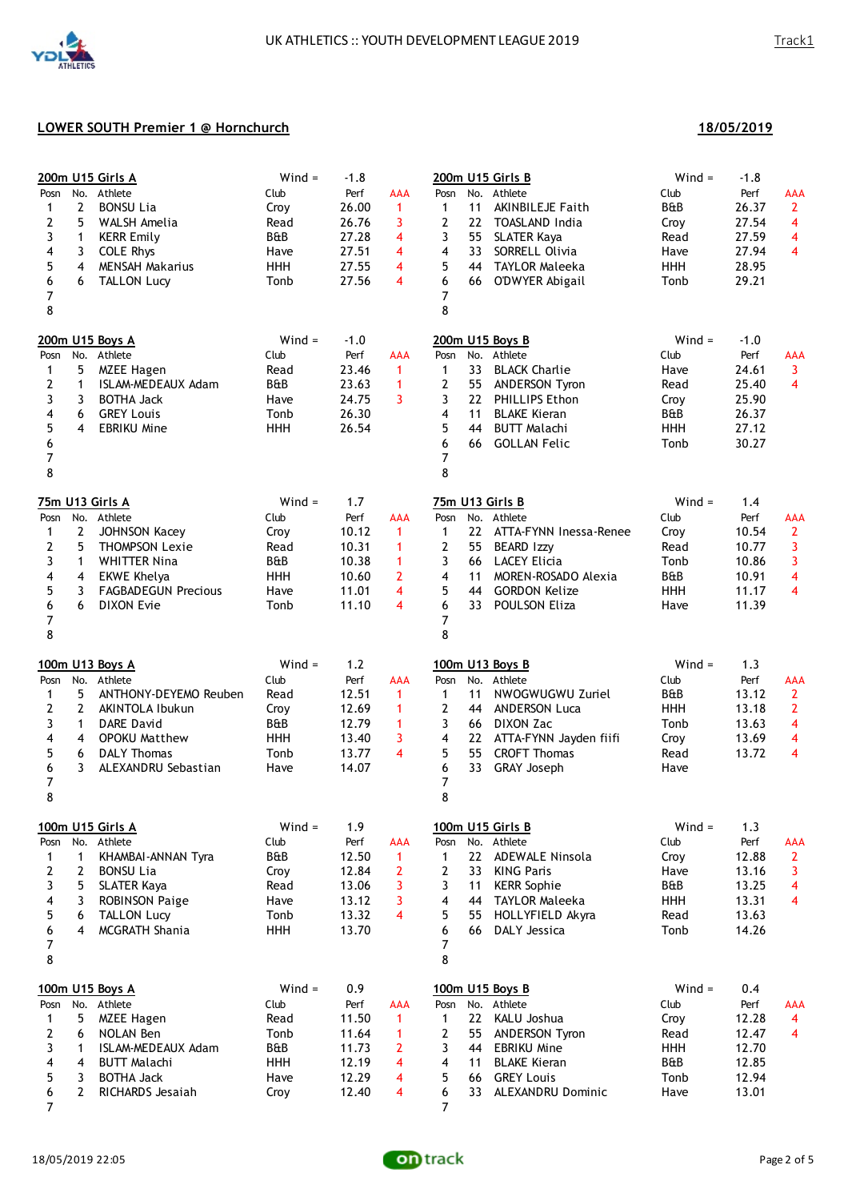UK ATHLETICS :: YOUTH DEVELOPMENT LEAGUE 2019

Track1

## LOWER SOUTH Premier 1 @ Hornchurch

**18/05/2019**

### 200m U15 Girls A

Wind = -1.8

| Posn | No. | Athlete | Club | Perf | AAA |
|---|---|---|---|---|---|
| 1 | 2 | BONSU Lia | Croy | 26.00 | 1 |
| 2 | 5 | WALSH Amelia | Read | 26.76 | 3 |
| 3 | 1 | KERR Emily | B&B | 27.28 | 4 |
| 4 | 3 | COLE Rhys | Have | 27.51 | 4 |
| 5 | 4 | MENSAH Makarius | HHH | 27.55 | 4 |
| 6 | 6 | TALLON Lucy | Tonb | 27.56 | 4 |
| 7 | | | | | |
| 8 | | | | | |

### 200m U15 Girls B

Wind = -1.8

| Posn | No. | Athlete | Club | Perf | AAA |
|---|---|---|---|---|---|
| 1 | 11 | AKINBILEJE Faith | B&B | 26.37 | 2 |
| 2 | 22 | TOASLAND India | Croy | 27.54 | 4 |
| 3 | 55 | SLATER Kaya | Read | 27.59 | 4 |
| 4 | 33 | SORRELL Olivia | Have | 27.94 | 4 |
| 5 | 44 | TAYLOR Maleeka | HHH | 28.95 | |
| 6 | 66 | O'DWYER Abigail | Tonb | 29.21 | |
| 7 | | | | | |
| 8 | | | | | |

### 200m U15 Boys A

Wind = -1.0

| Posn | No. | Athlete | Club | Perf | AAA |
|---|---|---|---|---|---|
| 1 | 5 | MZEE Hagen | Read | 23.46 | 1 |
| 2 | 1 | ISLAM-MEDEAUX Adam | B&B | 23.63 | 1 |
| 3 | 3 | BOTHA Jack | Have | 24.75 | 3 |
| 4 | 6 | GREY Louis | Tonb | 26.30 | |
| 5 | 4 | EBRIKU Mine | HHH | 26.54 | |
| 6 | | | | | |
| 7 | | | | | |
| 8 | | | | | |

### 200m U15 Boys B

Wind = -1.0

| Posn | No. | Athlete | Club | Perf | AAA |
|---|---|---|---|---|---|
| 1 | 33 | BLACK Charlie | Have | 24.61 | 3 |
| 2 | 55 | ANDERSON Tyron | Read | 25.40 | 4 |
| 3 | 22 | PHILLIPS Ethon | Croy | 25.90 | |
| 4 | 11 | BLAKE Kieran | B&B | 26.37 | |
| 5 | 44 | BUTT Malachi | HHH | 27.12 | |
| 6 | 66 | GOLLAN Felic | Tonb | 30.27 | |
| 7 | | | | | |
| 8 | | | | | |

### 75m U13 Girls A

Wind = 1.7

| Posn | No. | Athlete | Club | Perf | AAA |
|---|---|---|---|---|---|
| 1 | 2 | JOHNSON Kacey | Croy | 10.12 | 1 |
| 2 | 5 | THOMPSON Lexie | Read | 10.31 | 1 |
| 3 | 1 | WHITTER Nina | B&B | 10.38 | 1 |
| 4 | 4 | EKWE Khelya | HHH | 10.60 | 2 |
| 5 | 3 | FAGBADEGUN Precious | Have | 11.01 | 4 |
| 6 | 6 | DIXON Evie | Tonb | 11.10 | 4 |
| 7 | | | | | |
| 8 | | | | | |

### 75m U13 Girls B

Wind = 1.4

| Posn | No. | Athlete | Club | Perf | AAA |
|---|---|---|---|---|---|
| 1 | 22 | ATTA-FYNN Inessa-Renee | Croy | 10.54 | 2 |
| 2 | 55 | BEARD Izzy | Read | 10.77 | 3 |
| 3 | 66 | LACEY Elicia | Tonb | 10.86 | 3 |
| 4 | 11 | MOREN-ROSADO Alexia | B&B | 10.91 | 4 |
| 5 | 44 | GORDON Kelize | HHH | 11.17 | 4 |
| 6 | 33 | POULSON Eliza | Have | 11.39 | |
| 7 | | | | | |
| 8 | | | | | |

### 100m U13 Boys A

Wind = 1.2

| Posn | No. | Athlete | Club | Perf | AAA |
|---|---|---|---|---|---|
| 1 | 5 | ANTHONY-DEYEMO Reuben | Read | 12.51 | 1 |
| 2 | 2 | AKINTOLA Ibukun | Croy | 12.69 | 1 |
| 3 | 1 | DARE David | B&B | 12.79 | 1 |
| 4 | 4 | OPOKU Matthew | HHH | 13.40 | 3 |
| 5 | 6 | DALY Thomas | Tonb | 13.77 | 4 |
| 6 | 3 | ALEXANDRU Sebastian | Have | 14.07 | |
| 7 | | | | | |
| 8 | | | | | |

### 100m U13 Boys B

Wind = 1.3

| Posn | No. | Athlete | Club | Perf | AAA |
|---|---|---|---|---|---|
| 1 | 11 | NWOGWUGWU Zuriel | B&B | 13.12 | 2 |
| 2 | 44 | ANDERSON Luca | HHH | 13.18 | 2 |
| 3 | 66 | DIXON Zac | Tonb | 13.63 | 4 |
| 4 | 22 | ATTA-FYNN Jayden fiifi | Croy | 13.69 | 4 |
| 5 | 55 | CROFT Thomas | Read | 13.72 | 4 |
| 6 | 33 | GRAY Joseph | Have | | |
| 7 | | | | | |
| 8 | | | | | |

### 100m U15 Girls A

Wind = 1.9

| Posn | No. | Athlete | Club | Perf | AAA |
|---|---|---|---|---|---|
| 1 | 1 | KHAMBAI-ANNAN Tyra | B&B | 12.50 | 1 |
| 2 | 2 | BONSU Lia | Croy | 12.84 | 2 |
| 3 | 5 | SLATER Kaya | Read | 13.06 | 3 |
| 4 | 3 | ROBINSON Paige | Have | 13.12 | 3 |
| 5 | 6 | TALLON Lucy | Tonb | 13.32 | 4 |
| 6 | 4 | MCGRATH Shania | HHH | 13.70 | |
| 7 | | | | | |
| 8 | | | | | |

### 100m U15 Girls B

Wind = 1.3

| Posn | No. | Athlete | Club | Perf | AAA |
|---|---|---|---|---|---|
| 1 | 22 | ADEWALE Ninsola | Croy | 12.88 | 2 |
| 2 | 33 | KING Paris | Have | 13.16 | 3 |
| 3 | 11 | KERR Sophie | B&B | 13.25 | 4 |
| 4 | 44 | TAYLOR Maleeka | HHH | 13.31 | 4 |
| 5 | 55 | HOLLYFIELD Akyra | Read | 13.63 | |
| 6 | 66 | DALY Jessica | Tonb | 14.26 | |
| 7 | | | | | |
| 8 | | | | | |

### 100m U15 Boys A

Wind = 0.9

| Posn | No. | Athlete | Club | Perf | AAA |
|---|---|---|---|---|---|
| 1 | 5 | MZEE Hagen | Read | 11.50 | 1 |
| 2 | 6 | NOLAN Ben | Tonb | 11.64 | 1 |
| 3 | 1 | ISLAM-MEDEAUX Adam | B&B | 11.73 | 2 |
| 4 | 4 | BUTT Malachi | HHH | 12.19 | 4 |
| 5 | 3 | BOTHA Jack | Have | 12.29 | 4 |
| 6 | 2 | RICHARDS Jesaiah | Croy | 12.40 | 4 |
| 7 | | | | | |

### 100m U15 Boys B

Wind = 0.4

| Posn | No. | Athlete | Club | Perf | AAA |
|---|---|---|---|---|---|
| 1 | 22 | KALU Joshua | Croy | 12.28 | 4 |
| 2 | 55 | ANDERSON Tyron | Read | 12.47 | 4 |
| 3 | 44 | EBRIKU Mine | HHH | 12.70 | |
| 4 | 11 | BLAKE Kieran | B&B | 12.85 | |
| 5 | 66 | GREY Louis | Tonb | 12.94 | |
| 6 | 33 | ALEXANDRU Dominic | Have | 13.01 | |
| 7 | | | | | |

18/05/2019 22:05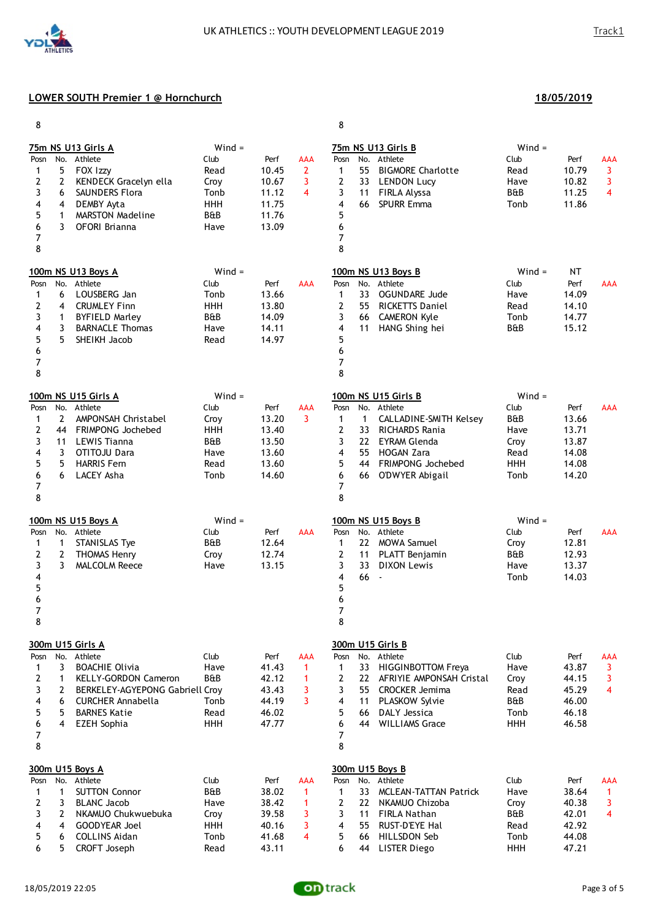UK ATHLETICS :: YOUTH DEVELOPMENT LEAGUE 2019

Track1

**LOWER SOUTH Premier 1 @ Hornchurch** **18/05/2019**

### 75m NS U13 Girls A

Wind =

| Posn | No. | Athlete | Club | Perf | AAA |
|---|---|---|---|---|---|
| 1 | 5 | FOX Izzy | Read | 10.45 | 2 |
| 2 | 2 | KENDECK Gracelyn ella | Croy | 10.67 | 3 |
| 3 | 6 | SAUNDERS Flora | Tonb | 11.12 | 4 |
| 4 | 4 | DEMBY Ayta | HHH | 11.75 | |
| 5 | 1 | MARSTON Madeline | B&B | 11.76 | |
| 6 | 3 | OFORI Brianna | Have | 13.09 | |
| 7 | | | | | |
| 8 | | | | | |

### 75m NS U13 Girls B

Wind =

| Posn | No. | Athlete | Club | Perf | AAA |
|---|---|---|---|---|---|
| 1 | 55 | BIGMORE Charlotte | Read | 10.79 | 3 |
| 2 | 33 | LENDON Lucy | Have | 10.82 | 3 |
| 3 | 11 | FIRLA Alyssa | B&B | 11.25 | 4 |
| 4 | 66 | SPURR Emma | Tonb | 11.86 | |
| 5 | | | | | |
| 6 | | | | | |
| 7 | | | | | |
| 8 | | | | | |

### 100m NS U13 Boys A

Wind =

| Posn | No. | Athlete | Club | Perf | AAA |
|---|---|---|---|---|---|
| 1 | 6 | LOUSBERG Jan | Tonb | 13.66 | |
| 2 | 4 | CRUMLEY Finn | HHH | 13.80 | |
| 3 | 1 | BYFIELD Marley | B&B | 14.09 | |
| 4 | 3 | BARNACLE Thomas | Have | 14.11 | |
| 5 | 5 | SHEIKH Jacob | Read | 14.97 | |
| 6 | | | | | |
| 7 | | | | | |
| 8 | | | | | |

### 100m NS U13 Boys B

Wind = NT

| Posn | No. | Athlete | Club | Perf | AAA |
|---|---|---|---|---|---|
| 1 | 33 | OGUNDARE Jude | Have | 14.09 | |
| 2 | 55 | RICKETTS Daniel | Read | 14.10 | |
| 3 | 66 | CAMERON Kyle | Tonb | 14.77 | |
| 4 | 11 | HANG Shing hei | B&B | 15.12 | |
| 5 | | | | | |
| 6 | | | | | |
| 7 | | | | | |
| 8 | | | | | |

### 100m NS U15 Girls A

Wind =

| Posn | No. | Athlete | Club | Perf | AAA |
|---|---|---|---|---|---|
| 1 | 2 | AMPONSAH Christabel | Croy | 13.20 | 3 |
| 2 | 44 | FRIMPONG Jochebed | HHH | 13.40 | |
| 3 | 11 | LEWIS Tianna | B&B | 13.50 | |
| 4 | 3 | OTITOJU Dara | Have | 13.60 | |
| 5 | 5 | HARRIS Fern | Read | 13.60 | |
| 6 | 6 | LACEY Asha | Tonb | 14.60 | |
| 7 | | | | | |
| 8 | | | | | |

### 100m NS U15 Girls B

Wind =

| Posn | No. | Athlete | Club | Perf | AAA |
|---|---|---|---|---|---|
| 1 | 1 | CALLADINE-SMITH Kelsey | B&B | 13.66 | |
| 2 | 33 | RICHARDS Rania | Have | 13.71 | |
| 3 | 22 | EYRAM Glenda | Croy | 13.87 | |
| 4 | 55 | HOGAN Zara | Read | 14.08 | |
| 5 | 44 | FRIMPONG Jochebed | HHH | 14.08 | |
| 6 | 66 | O'DWYER Abigail | Tonb | 14.20 | |
| 7 | | | | | |
| 8 | | | | | |

### 100m NS U15 Boys A

Wind =

| Posn | No. | Athlete | Club | Perf | AAA |
|---|---|---|---|---|---|
| 1 | 1 | STANISLAS Tye | B&B | 12.64 | |
| 2 | 2 | THOMAS Henry | Croy | 12.74 | |
| 3 | 3 | MALCOLM Reece | Have | 13.15 | |
| 4 | | | | | |
| 5 | | | | | |
| 6 | | | | | |
| 7 | | | | | |
| 8 | | | | | |

### 100m NS U15 Boys B

Wind =

| Posn | No. | Athlete | Club | Perf | AAA |
|---|---|---|---|---|---|
| 1 | 22 | MOWA Samuel | Croy | 12.81 | |
| 2 | 11 | PLATT Benjamin | B&B | 12.93 | |
| 3 | 33 | DIXON Lewis | Have | 13.37 | |
| 4 | 66 | - | Tonb | 14.03 | |
| 5 | | | | | |
| 6 | | | | | |
| 7 | | | | | |
| 8 | | | | | |

### 300m U15 Girls A

| Posn | No. | Athlete | Club | Perf | AAA |
|---|---|---|---|---|---|
| 1 | 3 | BOACHIE Olivia | Have | 41.43 | 1 |
| 2 | 1 | KELLY-GORDON Cameron | B&B | 42.12 | 1 |
| 3 | 2 | BERKELEY-AGYEPONG Gabriell | Croy | 43.43 | 3 |
| 4 | 6 | CURCHER Annabella | Tonb | 44.19 | 3 |
| 5 | 5 | BARNES Katie | Read | 46.02 | |
| 6 | 4 | EZEH Sophia | HHH | 47.77 | |
| 7 | | | | | |
| 8 | | | | | |

### 300m U15 Girls B

| Posn | No. | Athlete | Club | Perf | AAA |
|---|---|---|---|---|---|
| 1 | 33 | HIGGINBOTTOM Freya | Have | 43.87 | 3 |
| 2 | 22 | AFRIYIE AMPONSAH Cristal | Croy | 44.15 | 3 |
| 3 | 55 | CROCKER Jemima | Read | 45.29 | 4 |
| 4 | 11 | PLASKOW Sylvie | B&B | 46.00 | |
| 5 | 66 | DALY Jessica | Tonb | 46.18 | |
| 6 | 44 | WILLIAMS Grace | HHH | 46.58 | |
| 7 | | | | | |
| 8 | | | | | |

### 300m U15 Boys A

| Posn | No. | Athlete | Club | Perf | AAA |
|---|---|---|---|---|---|
| 1 | 1 | SUTTON Connor | B&B | 38.02 | 1 |
| 2 | 3 | BLANC Jacob | Have | 38.42 | 1 |
| 3 | 2 | NKAMUO Chukwuebuka | Croy | 39.58 | 3 |
| 4 | 4 | GOODYEAR Joel | HHH | 40.16 | 3 |
| 5 | 6 | COLLINS Aidan | Tonb | 41.68 | 4 |
| 6 | 5 | CROFT Joseph | Read | 43.11 | |

### 300m U15 Boys B

| Posn | No. | Athlete | Club | Perf | AAA |
|---|---|---|---|---|---|
| 1 | 33 | MCLEAN-TATTAN Patrick | Have | 38.64 | 1 |
| 2 | 22 | NKAMUO Chizoba | Croy | 40.38 | 3 |
| 3 | 11 | FIRLA Nathan | B&B | 42.01 | 4 |
| 4 | 55 | RUST-D'EYE Hal | Read | 42.92 | |
| 5 | 66 | HILLSDON Seb | Tonb | 44.08 | |
| 6 | 44 | LISTER Diego | HHH | 47.21 | |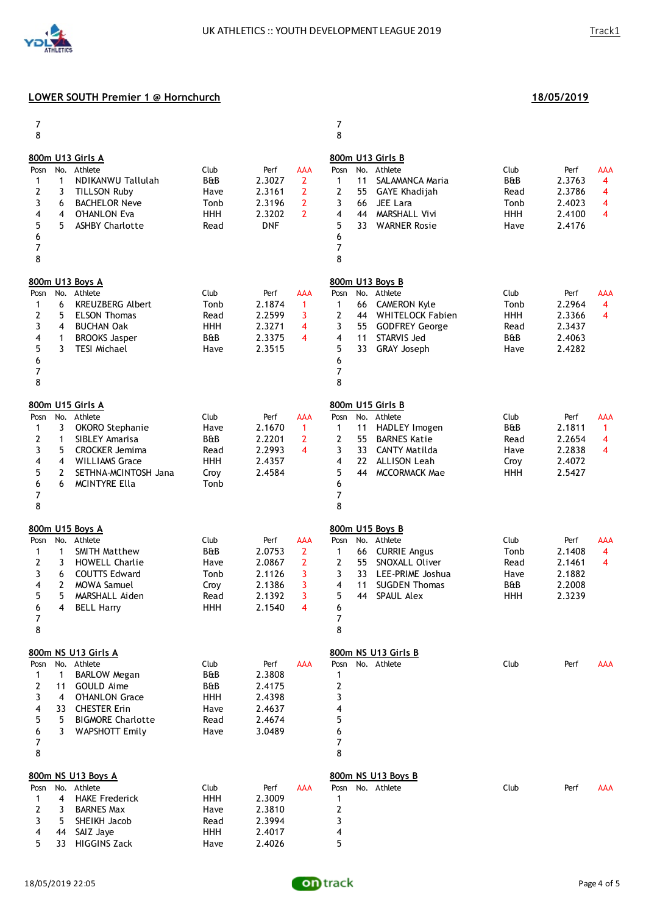## LOWER SOUTH Premier 1 @ Hornchurch

**18/05/2019**

7
8

7
8

### 800m U13 Girls A

| Posn | No. | Athlete | Club | Perf | AAA |
|---|---|---|---|---|---|
| 1 | 1 | NDIKANWU Tallulah | B&B | 2.3027 | 2 |
| 2 | 3 | TILLSON Ruby | Have | 2.3161 | 2 |
| 3 | 6 | BACHELOR Neve | Tonb | 2.3196 | 2 |
| 4 | 4 | O'HANLON Eva | HHH | 2.3202 | 2 |
| 5 | 5 | ASHBY Charlotte | Read | DNF | |
| 6 | | | | | |
| 7 | | | | | |
| 8 | | | | | |

### 800m U13 Girls B

| Posn | No. | Athlete | Club | Perf | AAA |
|---|---|---|---|---|---|
| 1 | 11 | SALAMANCA Maria | B&B | 2.3763 | 4 |
| 2 | 55 | GAYE Khadijah | Read | 2.3786 | 4 |
| 3 | 66 | JEE Lara | Tonb | 2.4023 | 4 |
| 4 | 44 | MARSHALL Vivi | HHH | 2.4100 | 4 |
| 5 | 33 | WARNER Rosie | Have | 2.4176 | |
| 6 | | | | | |
| 7 | | | | | |
| 8 | | | | | |

### 800m U13 Boys A

| Posn | No. | Athlete | Club | Perf | AAA |
|---|---|---|---|---|---|
| 1 | 6 | KREUZBERG Albert | Tonb | 2.1874 | 1 |
| 2 | 5 | ELSON Thomas | Read | 2.2599 | 3 |
| 3 | 4 | BUCHAN Oak | HHH | 2.3271 | 4 |
| 4 | 1 | BROOKS Jasper | B&B | 2.3375 | 4 |
| 5 | 3 | TESI Michael | Have | 2.3515 | |
| 6 | | | | | |
| 7 | | | | | |
| 8 | | | | | |

### 800m U13 Boys B

| Posn | No. | Athlete | Club | Perf | AAA |
|---|---|---|---|---|---|
| 1 | 66 | CAMERON Kyle | Tonb | 2.2964 | 4 |
| 2 | 44 | WHITELOCK Fabien | HHH | 2.3366 | 4 |
| 3 | 55 | GODFREY George | Read | 2.3437 | |
| 4 | 11 | STARVIS Jed | B&B | 2.4063 | |
| 5 | 33 | GRAY Joseph | Have | 2.4282 | |
| 6 | | | | | |
| 7 | | | | | |
| 8 | | | | | |

### 800m U15 Girls A

| Posn | No. | Athlete | Club | Perf | AAA |
|---|---|---|---|---|---|
| 1 | 3 | OKORO Stephanie | Have | 2.1670 | 1 |
| 2 | 1 | SIBLEY Amarisa | B&B | 2.2201 | 2 |
| 3 | 5 | CROCKER Jemima | Read | 2.2993 | 4 |
| 4 | 4 | WILLIAMS Grace | HHH | 2.4357 | |
| 5 | 2 | SETHNA-MCINTOSH Jana | Croy | 2.4584 | |
| 6 | 6 | MCINTYRE Ella | Tonb | | |
| 7 | | | | | |
| 8 | | | | | |

### 800m U15 Girls B

| Posn | No. | Athlete | Club | Perf | AAA |
|---|---|---|---|---|---|
| 1 | 11 | HADLEY Imogen | B&B | 2.1811 | 1 |
| 2 | 55 | BARNES Katie | Read | 2.2654 | 4 |
| 3 | 33 | CANTY Matilda | Have | 2.2838 | 4 |
| 4 | 22 | ALLISON Leah | Croy | 2.4072 | |
| 5 | 44 | MCCORMACK Mae | HHH | 2.5427 | |
| 6 | | | | | |
| 7 | | | | | |
| 8 | | | | | |

### 800m U15 Boys A

| Posn | No. | Athlete | Club | Perf | AAA |
|---|---|---|---|---|---|
| 1 | 1 | SMITH Matthew | B&B | 2.0753 | 2 |
| 2 | 3 | HOWELL Charlie | Have | 2.0867 | 2 |
| 3 | 6 | COUTTS Edward | Tonb | 2.1126 | 3 |
| 4 | 2 | MOWA Samuel | Croy | 2.1386 | 3 |
| 5 | 5 | MARSHALL Aiden | Read | 2.1392 | 3 |
| 6 | 4 | BELL Harry | HHH | 2.1540 | 4 |
| 7 | | | | | |
| 8 | | | | | |

### 800m U15 Boys B

| Posn | No. | Athlete | Club | Perf | AAA |
|---|---|---|---|---|---|
| 1 | 66 | CURRIE Angus | Tonb | 2.1408 | 4 |
| 2 | 55 | SNOXALL Oliver | Read | 2.1461 | 4 |
| 3 | 33 | LEE-PRIME Joshua | Have | 2.1882 | |
| 4 | 11 | SUGDEN Thomas | B&B | 2.2008 | |
| 5 | 44 | SPAUL Alex | HHH | 2.3239 | |
| 6 | | | | | |
| 7 | | | | | |
| 8 | | | | | |

### 800m NS U13 Girls A

| Posn | No. | Athlete | Club | Perf | AAA |
|---|---|---|---|---|---|
| 1 | 1 | BARLOW Megan | B&B | 2.3808 | |
| 2 | 11 | GOULD Aime | B&B | 2.4175 | |
| 3 | 4 | O'HANLON Grace | HHH | 2.4398 | |
| 4 | 33 | CHESTER Erin | Have | 2.4637 | |
| 5 | 5 | BIGMORE Charlotte | Read | 2.4674 | |
| 6 | 3 | WAPSHOTT Emily | Have | 3.0489 | |
| 7 | | | | | |
| 8 | | | | | |

### 800m NS U13 Girls B

| Posn | No. | Athlete | Club | Perf | AAA |
|---|---|---|---|---|---|
| 1 | | | | | |
| 2 | | | | | |
| 3 | | | | | |
| 4 | | | | | |
| 5 | | | | | |
| 6 | | | | | |
| 7 | | | | | |
| 8 | | | | | |

### 800m NS U13 Boys A

| Posn | No. | Athlete | Club | Perf | AAA |
|---|---|---|---|---|---|
| 1 | 4 | HAKE Frederick | HHH | 2.3009 | |
| 2 | 3 | BARNES Max | Have | 2.3810 | |
| 3 | 5 | SHEIKH Jacob | Read | 2.3994 | |
| 4 | 44 | SAIZ Jaye | HHH | 2.4017 | |
| 5 | 33 | HIGGINS Zack | Have | 2.4026 | |

### 800m NS U13 Boys B

| Posn | No. | Athlete | Club | Perf | AAA |
|---|---|---|---|---|---|
| 1 | | | | | |
| 2 | | | | | |
| 3 | | | | | |
| 4 | | | | | |
| 5 | | | | | |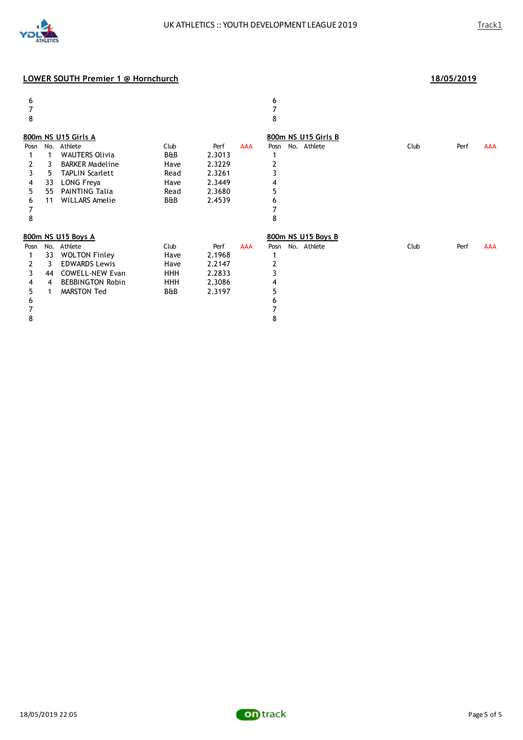## LOWER SOUTH Premier 1 @ Hornchurch

**18/05/2019**

| Posn | No. | Athlete | Club | Perf | AAA |
|---|---|---|---|---|---|
| 6 | | | | | |
| 7 | | | | | |
| 8 | | | | | |

| Posn | No. | Athlete | Club | Perf | AAA |
|---|---|---|---|---|---|
| 6 | | | | | |
| 7 | | | | | |
| 8 | | | | | |

### 800m NS U15 Girls A

| Posn | No. | Athlete | Club | Perf | AAA |
|---|---|---|---|---|---|
| 1 | 1 | WAUTERS Olivia | B&B | 2.3013 | |
| 2 | 3 | BARKER Madeline | Have | 2.3229 | |
| 3 | 5 | TAPLIN Scarlett | Read | 2.3261 | |
| 4 | 33 | LONG Freya | Have | 2.3449 | |
| 5 | 55 | PAINTING Talia | Read | 2.3680 | |
| 6 | 11 | WILLARS Amelie | B&B | 2.4539 | |
| 7 | | | | | |
| 8 | | | | | |

### 800m NS U15 Girls B

| Posn | No. | Athlete | Club | Perf | AAA |
|---|---|---|---|---|---|
| 1 | | | | | |
| 2 | | | | | |
| 3 | | | | | |
| 4 | | | | | |
| 5 | | | | | |
| 6 | | | | | |
| 7 | | | | | |
| 8 | | | | | |

### 800m NS U15 Boys A

| Posn | No. | Athlete | Club | Perf | AAA |
|---|---|---|---|---|---|
| 1 | 33 | WOLTON Finley | Have | 2.1968 | |
| 2 | 3 | EDWARDS Lewis | Have | 2.2147 | |
| 3 | 44 | COWELL-NEW Evan | HHH | 2.2833 | |
| 4 | 4 | BEBBINGTON Robin | HHH | 2.3086 | |
| 5 | 1 | MARSTON Ted | B&B | 2.3197 | |
| 6 | | | | | |
| 7 | | | | | |
| 8 | | | | | |

### 800m NS U15 Boys B

| Posn | No. | Athlete | Club | Perf | AAA |
|---|---|---|---|---|---|
| 1 | | | | | |
| 2 | | | | | |
| 3 | | | | | |
| 4 | | | | | |
| 5 | | | | | |
| 6 | | | | | |
| 7 | | | | | |
| 8 | | | | | |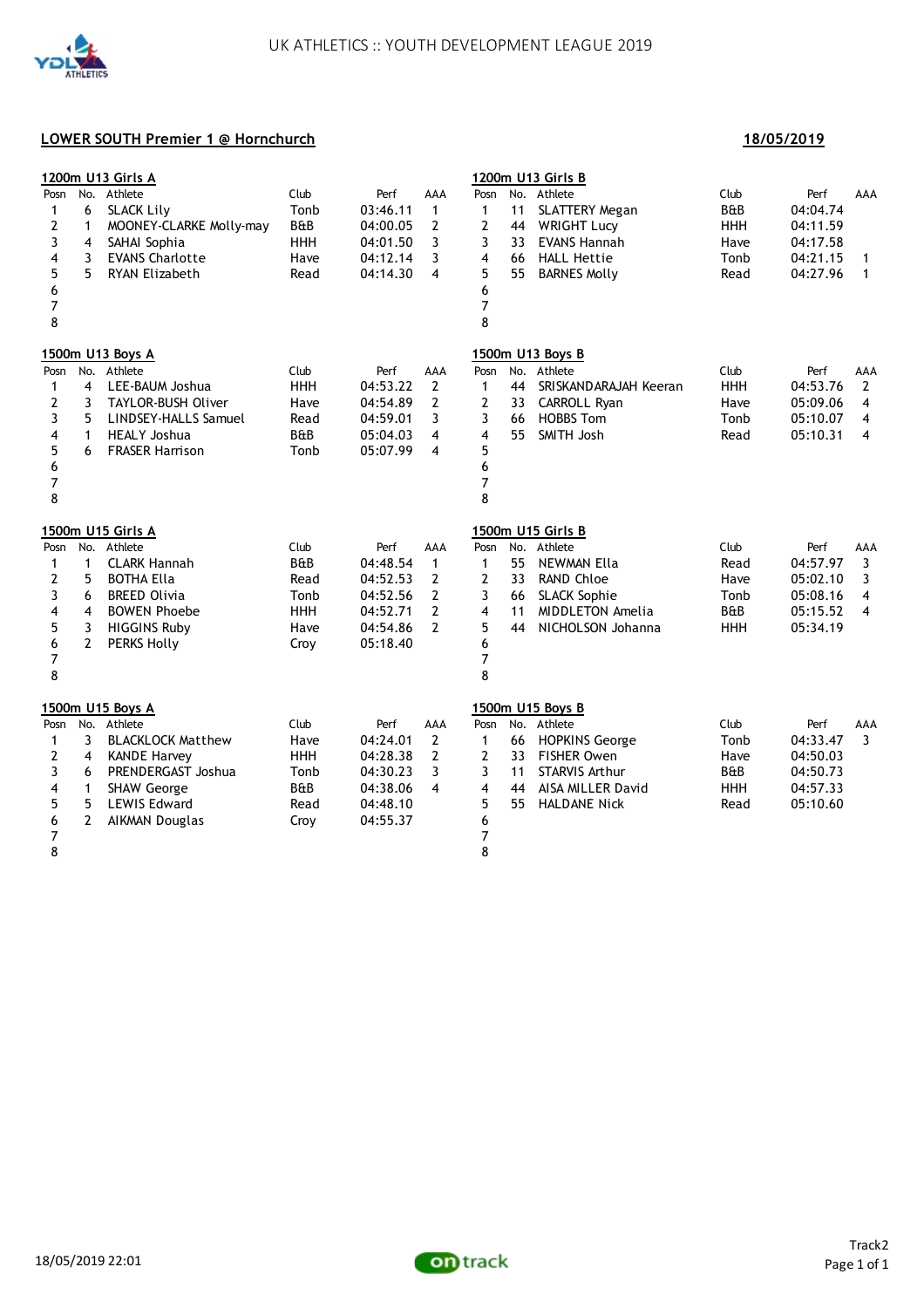# UK ATHLETICS :: YOUTH DEVELOPMENT LEAGUE 2019

## LOWER SOUTH Premier 1 @ Hornchurch

**18/05/2019**

### 1200m U13 Girls A

| Posn | No. | Athlete | Club | Perf | AAA |
|---|---|---|---|---|---|
| 1 | 6 | SLACK Lily | Tonb | 03:46.11 | 1 |
| 2 | 1 | MOONEY-CLARKE Molly-may | B&B | 04:00.05 | 2 |
| 3 | 4 | SAHAI Sophia | HHH | 04:01.50 | 3 |
| 4 | 3 | EVANS Charlotte | Have | 04:12.14 | 3 |
| 5 | 5 | RYAN Elizabeth | Read | 04:14.30 | 4 |
| 6 | | | | | |
| 7 | | | | | |
| 8 | | | | | |

### 1200m U13 Girls B

| Posn | No. | Athlete | Club | Perf | AAA |
|---|---|---|---|---|---|
| 1 | 11 | SLATTERY Megan | B&B | 04:04.74 | |
| 2 | 44 | WRIGHT Lucy | HHH | 04:11.59 | |
| 3 | 33 | EVANS Hannah | Have | 04:17.58 | |
| 4 | 66 | HALL Hettie | Tonb | 04:21.15 | 1 |
| 5 | 55 | BARNES Molly | Read | 04:27.96 | 1 |
| 6 | | | | | |
| 7 | | | | | |
| 8 | | | | | |

### 1500m U13 Boys A

| Posn | No. | Athlete | Club | Perf | AAA |
|---|---|---|---|---|---|
| 1 | 4 | LEE-BAUM Joshua | HHH | 04:53.22 | 2 |
| 2 | 3 | TAYLOR-BUSH Oliver | Have | 04:54.89 | 2 |
| 3 | 5 | LINDSEY-HALLS Samuel | Read | 04:59.01 | 3 |
| 4 | 1 | HEALY Joshua | B&B | 05:04.03 | 4 |
| 5 | 6 | FRASER Harrison | Tonb | 05:07.99 | 4 |
| 6 | | | | | |
| 7 | | | | | |
| 8 | | | | | |

### 1500m U13 Boys B

| Posn | No. | Athlete | Club | Perf | AAA |
|---|---|---|---|---|---|
| 1 | 44 | SRISKANDARAJAH Keeran | HHH | 04:53.76 | 2 |
| 2 | 33 | CARROLL Ryan | Have | 05:09.06 | 4 |
| 3 | 66 | HOBBS Tom | Tonb | 05:10.07 | 4 |
| 4 | 55 | SMITH Josh | Read | 05:10.31 | 4 |
| 5 | | | | | |
| 6 | | | | | |
| 7 | | | | | |
| 8 | | | | | |

### 1500m U15 Girls A

| Posn | No. | Athlete | Club | Perf | AAA |
|---|---|---|---|---|---|
| 1 | 4 | CLARK Hannah | B&B | 04:48.54 | 1 |
| 2 | 5 | BOTHA Ella | Read | 04:52.53 | 2 |
| 3 | 6 | BREED Olivia | Tonb | 04:52.56 | 2 |
| 4 | 4 | BOWEN Phoebe | HHH | 04:52.71 | 2 |
| 5 | 3 | HIGGINS Ruby | Have | 04:54.86 | 2 |
| 6 | 2 | PERKS Holly | Croy | 05:18.40 | |
| 7 | | | | | |
| 8 | | | | | |

### 1500m U15 Girls B

| Posn | No. | Athlete | Club | Perf | AAA |
|---|---|---|---|---|---|
| 1 | 55 | NEWMAN Ella | Read | 04:57.97 | 3 |
| 2 | 33 | RAND Chloe | Have | 05:02.10 | 3 |
| 3 | 66 | SLACK Sophie | Tonb | 05:08.16 | 4 |
| 4 | 11 | MIDDLETON Amelia | B&B | 05:15.52 | 4 |
| 5 | 44 | NICHOLSON Johanna | HHH | 05:34.19 | |
| 6 | | | | | |
| 7 | | | | | |
| 8 | | | | | |

### 1500m U15 Boys A

| Posn | No. | Athlete | Club | Perf | AAA |
|---|---|---|---|---|---|
| 1 | 3 | BLACKLOCK Matthew | Have | 04:24.01 | 2 |
| 2 | 4 | KANDE Harvey | HHH | 04:28.38 | 2 |
| 3 | 6 | PRENDERGAST Joshua | Tonb | 04:30.23 | 3 |
| 4 | 1 | SHAW George | B&B | 04:38.06 | 4 |
| 5 | 5 | LEWIS Edward | Read | 04:48.10 | |
| 6 | 2 | AIKMAN Douglas | Croy | 04:55.37 | |
| 7 | | | | | |
| 8 | | | | | |

### 1500m U15 Boys B

| Posn | No. | Athlete | Club | Perf | AAA |
|---|---|---|---|---|---|
| 1 | 66 | HOPKINS George | Tonb | 04:33.47 | 3 |
| 2 | 33 | FISHER Owen | Have | 04:50.03 | |
| 3 | 11 | STARVIS Arthur | B&B | 04:50.73 | |
| 4 | 44 | AISA MILLER David | HHH | 04:57.33 | |
| 5 | 55 | HALDANE Nick | Read | 05:10.60 | |
| 6 | | | | | |
| 7 | | | | | |
| 8 | | | | | |

18/05/2019 22:01

Track2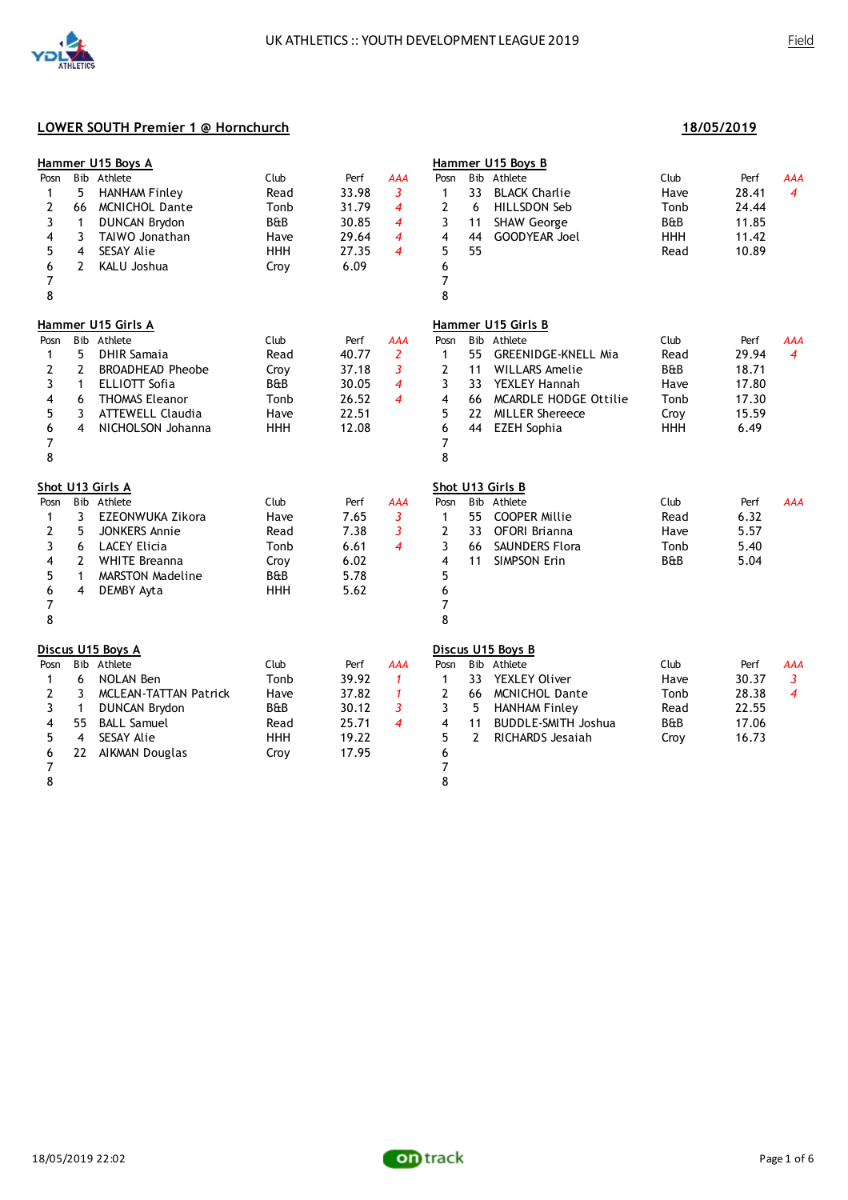UK ATHLETICS :: YOUTH DEVELOPMENT LEAGUE 2019

Field

**LOWER SOUTH Premier 1 @ Hornchurch** **18/05/2019**

**Hammer U15 Boys A**

| Posn | Bib | Athlete | Club | Perf | AAA |
|---|---|---|---|---|---|
| 1 | 5 | HANHAM Finley | Read | 33.98 | *3* |
| 2 | 66 | MCNICHOL Dante | Tonb | 31.79 | *4* |
| 3 | 1 | DUNCAN Brydon | B&B | 30.85 | *4* |
| 4 | 3 | TAIWO Jonathan | Have | 29.64 | *4* |
| 5 | 4 | SESAY Alie | HHH | 27.35 | *4* |
| 6 | 2 | KALU Joshua | Croy | 6.09 | |
| 7 | | | | | |
| 8 | | | | | |

**Hammer U15 Boys B**

| Posn | Bib | Athlete | Club | Perf | AAA |
|---|---|---|---|---|---|
| 1 | 33 | BLACK Charlie | Have | 28.41 | *4* |
| 2 | 6 | HILLSDON Seb | Tonb | 24.44 | |
| 3 | 11 | SHAW George | B&B | 11.85 | |
| 4 | 44 | GOODYEAR Joel | HHH | 11.42 | |
| 5 | 55 | | Read | 10.89 | |
| 6 | | | | | |
| 7 | | | | | |
| 8 | | | | | |

**Hammer U15 Girls A**

| Posn | Bib | Athlete | Club | Perf | AAA |
|---|---|---|---|---|---|
| 1 | 5 | DHIR Samaia | Read | 40.77 | *2* |
| 2 | 2 | BROADHEAD Pheobe | Croy | 37.18 | *3* |
| 3 | 1 | ELLIOTT Sofia | B&B | 30.05 | *4* |
| 4 | 6 | THOMAS Eleanor | Tonb | 26.52 | *4* |
| 5 | 3 | ATTEWELL Claudia | Have | 22.51 | |
| 6 | 4 | NICHOLSON Johanna | HHH | 12.08 | |
| 7 | | | | | |
| 8 | | | | | |

**Hammer U15 Girls B**

| Posn | Bib | Athlete | Club | Perf | AAA |
|---|---|---|---|---|---|
| 1 | 55 | GREENIDGE-KNELL Mia | Read | 29.94 | *4* |
| 2 | 11 | WILLARS Amelie | B&B | 18.71 | |
| 3 | 33 | YEXLEY Hannah | Have | 17.80 | |
| 4 | 66 | MCARDLE HODGE Ottilie | Tonb | 17.30 | |
| 5 | 22 | MILLER Shereece | Croy | 15.59 | |
| 6 | 44 | EZEH Sophia | HHH | 6.49 | |
| 7 | | | | | |
| 8 | | | | | |

**Shot U13 Girls A**

| Posn | Bib | Athlete | Club | Perf | AAA |
|---|---|---|---|---|---|
| 1 | 3 | EZEONWUKA Zikora | Have | 7.65 | *3* |
| 2 | 5 | JONKERS Annie | Read | 7.38 | *3* |
| 3 | 6 | LACEY Elicia | Tonb | 6.61 | *4* |
| 4 | 2 | WHITE Breanna | Croy | 6.02 | |
| 5 | 1 | MARSTON Madeline | B&B | 5.78 | |
| 6 | 4 | DEMBY Ayta | HHH | 5.62 | |
| 7 | | | | | |
| 8 | | | | | |

**Shot U13 Girls B**

| Posn | Bib | Athlete | Club | Perf | AAA |
|---|---|---|---|---|---|
| 1 | 55 | COOPER Millie | Read | 6.32 | |
| 2 | 33 | OFORI Brianna | Have | 5.57 | |
| 3 | 66 | SAUNDERS Flora | Tonb | 5.40 | |
| 4 | 11 | SIMPSON Erin | B&B | 5.04 | |
| 5 | | | | | |
| 6 | | | | | |
| 7 | | | | | |
| 8 | | | | | |

**Discus U15 Boys A**

| Posn | Bib | Athlete | Club | Perf | AAA |
|---|---|---|---|---|---|
| 1 | 6 | NOLAN Ben | Tonb | 39.92 | *1* |
| 2 | 3 | MCLEAN-TATTAN Patrick | Have | 37.82 | *1* |
| 3 | 1 | DUNCAN Brydon | B&B | 30.12 | *3* |
| 4 | 55 | BALL Samuel | Read | 25.71 | *4* |
| 5 | 4 | SESAY Alie | HHH | 19.22 | |
| 6 | 22 | AIKMAN Douglas | Croy | 17.95 | |
| 7 | | | | | |
| 8 | | | | | |

**Discus U15 Boys B**

| Posn | Bib | Athlete | Club | Perf | AAA |
|---|---|---|---|---|---|
| 1 | 33 | YEXLEY Oliver | Have | 30.37 | *3* |
| 2 | 66 | MCNICHOL Dante | Tonb | 28.38 | *4* |
| 3 | 5 | HANHAM Finley | Read | 22.55 | |
| 4 | 11 | BUDDLE-SMITH Joshua | B&B | 17.06 | |
| 5 | 2 | RICHARDS Jesaiah | Croy | 16.73 | |
| 6 | | | | | |
| 7 | | | | | |
| 8 | | | | | |

18/05/2019 22:02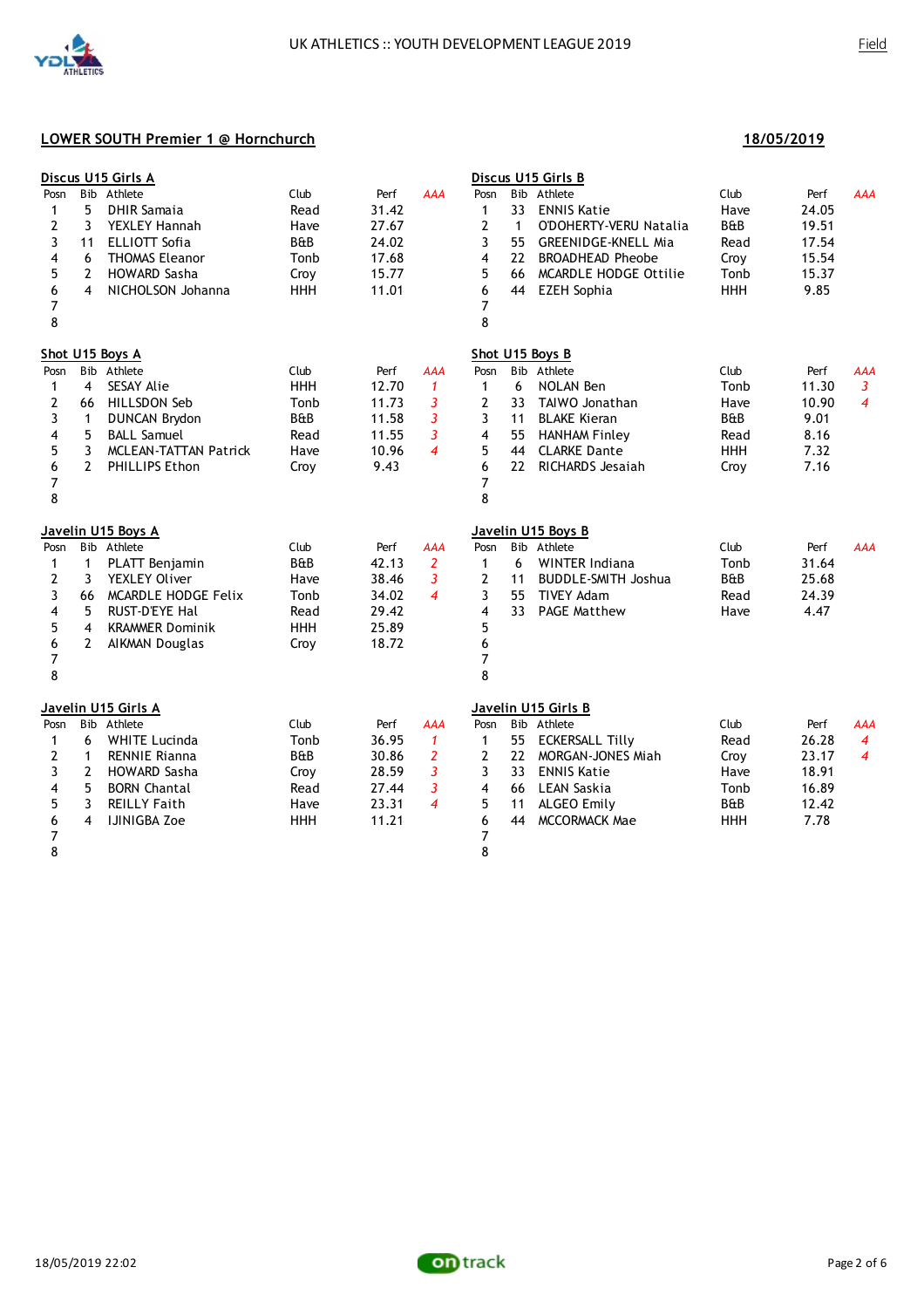UK ATHLETICS :: YOUTH DEVELOPMENT LEAGUE 2019

Field

## LOWER SOUTH Premier 1 @ Hornchurch

18/05/2019

### Discus U15 Girls A

| Posn | Bib | Athlete | Club | Perf | AAA |
|---|---|---|---|---|---|
| 1 | 5 | DHIR Samaia | Read | 31.42 | |
| 2 | 3 | YEXLEY Hannah | Have | 27.67 | |
| 3 | 11 | ELLIOTT Sofia | B&B | 24.02 | |
| 4 | 6 | THOMAS Eleanor | Tonb | 17.68 | |
| 5 | 2 | HOWARD Sasha | Croy | 15.77 | |
| 6 | 4 | NICHOLSON Johanna | HHH | 11.01 | |
| 7 | | | | | |
| 8 | | | | | |

### Discus U15 Girls B

| Posn | Bib | Athlete | Club | Perf | AAA |
|---|---|---|---|---|---|
| 1 | 33 | ENNIS Katie | Have | 24.05 | |
| 2 | 1 | O'DOHERTY-VERU Natalia | B&B | 19.51 | |
| 3 | 55 | GREENIDGE-KNELL Mia | Read | 17.54 | |
| 4 | 22 | BROADHEAD Pheobe | Croy | 15.54 | |
| 5 | 66 | MCARDLE HODGE Ottilie | Tonb | 15.37 | |
| 6 | 44 | EZEH Sophia | HHH | 9.85 | |
| 7 | | | | | |
| 8 | | | | | |

### Shot U15 Boys A

| Posn | Bib | Athlete | Club | Perf | AAA |
|---|---|---|---|---|---|
| 1 | 4 | SESAY Alie | HHH | 12.70 | 1 |
| 2 | 66 | HILLSDON Seb | Tonb | 11.73 | 3 |
| 3 | 1 | DUNCAN Brydon | B&B | 11.58 | 3 |
| 4 | 5 | BALL Samuel | Read | 11.55 | 3 |
| 5 | 3 | MCLEAN-TATTAN Patrick | Have | 10.96 | 4 |
| 6 | 2 | PHILLIPS Ethon | Croy | 9.43 | |
| 7 | | | | | |
| 8 | | | | | |

### Shot U15 Boys B

| Posn | Bib | Athlete | Club | Perf | AAA |
|---|---|---|---|---|---|
| 1 | 6 | NOLAN Ben | Tonb | 11.30 | 3 |
| 2 | 33 | TAIWO Jonathan | Have | 10.90 | 4 |
| 3 | 11 | BLAKE Kieran | B&B | 9.01 | |
| 4 | 55 | HANHAM Finley | Read | 8.16 | |
| 5 | 44 | CLARKE Dante | HHH | 7.32 | |
| 6 | 22 | RICHARDS Jesaiah | Croy | 7.16 | |
| 7 | | | | | |
| 8 | | | | | |

### Javelin U15 Boys A

| Posn | Bib | Athlete | Club | Perf | AAA |
|---|---|---|---|---|---|
| 1 | 1 | PLATT Benjamin | B&B | 42.13 | 2 |
| 2 | 3 | YEXLEY Oliver | Have | 38.46 | 3 |
| 3 | 66 | MCARDLE HODGE Felix | Tonb | 34.02 | 4 |
| 4 | 5 | RUST-D'EYE Hal | Read | 29.42 | |
| 5 | 4 | KRAMMER Dominik | HHH | 25.89 | |
| 6 | 2 | AIKMAN Douglas | Croy | 18.72 | |
| 7 | | | | | |
| 8 | | | | | |

### Javelin U15 Boys B

| Posn | Bib | Athlete | Club | Perf | AAA |
|---|---|---|---|---|---|
| 1 | 6 | WINTER Indiana | Tonb | 31.64 | |
| 2 | 11 | BUDDLE-SMITH Joshua | B&B | 25.68 | |
| 3 | 55 | TIVEY Adam | Read | 24.39 | |
| 4 | 33 | PAGE Matthew | Have | 4.47 | |
| 5 | | | | | |
| 6 | | | | | |
| 7 | | | | | |
| 8 | | | | | |

### Javelin U15 Girls A

| Posn | Bib | Athlete | Club | Perf | AAA |
|---|---|---|---|---|---|
| 1 | 6 | WHITE Lucinda | Tonb | 36.95 | 1 |
| 2 | 1 | RENNIE Rianna | B&B | 30.86 | 2 |
| 3 | 2 | HOWARD Sasha | Croy | 28.59 | 3 |
| 4 | 5 | BORN Chantal | Read | 27.44 | 3 |
| 5 | 3 | REILLY Faith | Have | 23.31 | 4 |
| 6 | 4 | IJINIGBA Zoe | HHH | 11.21 | |
| 7 | | | | | |
| 8 | | | | | |

### Javelin U15 Girls B

| Posn | Bib | Athlete | Club | Perf | AAA |
|---|---|---|---|---|---|
| 1 | 55 | ECKERSALL Tilly | Read | 26.28 | 4 |
| 2 | 22 | MORGAN-JONES Miah | Croy | 23.17 | 4 |
| 3 | 33 | ENNIS Katie | Have | 18.91 | |
| 4 | 66 | LEAN Saskia | Tonb | 16.89 | |
| 5 | 11 | ALGEO Emily | B&B | 12.42 | |
| 6 | 44 | MCCORMACK Mae | HHH | 7.78 | |
| 7 | | | | | |
| 8 | | | | | |

18/05/2019 22:02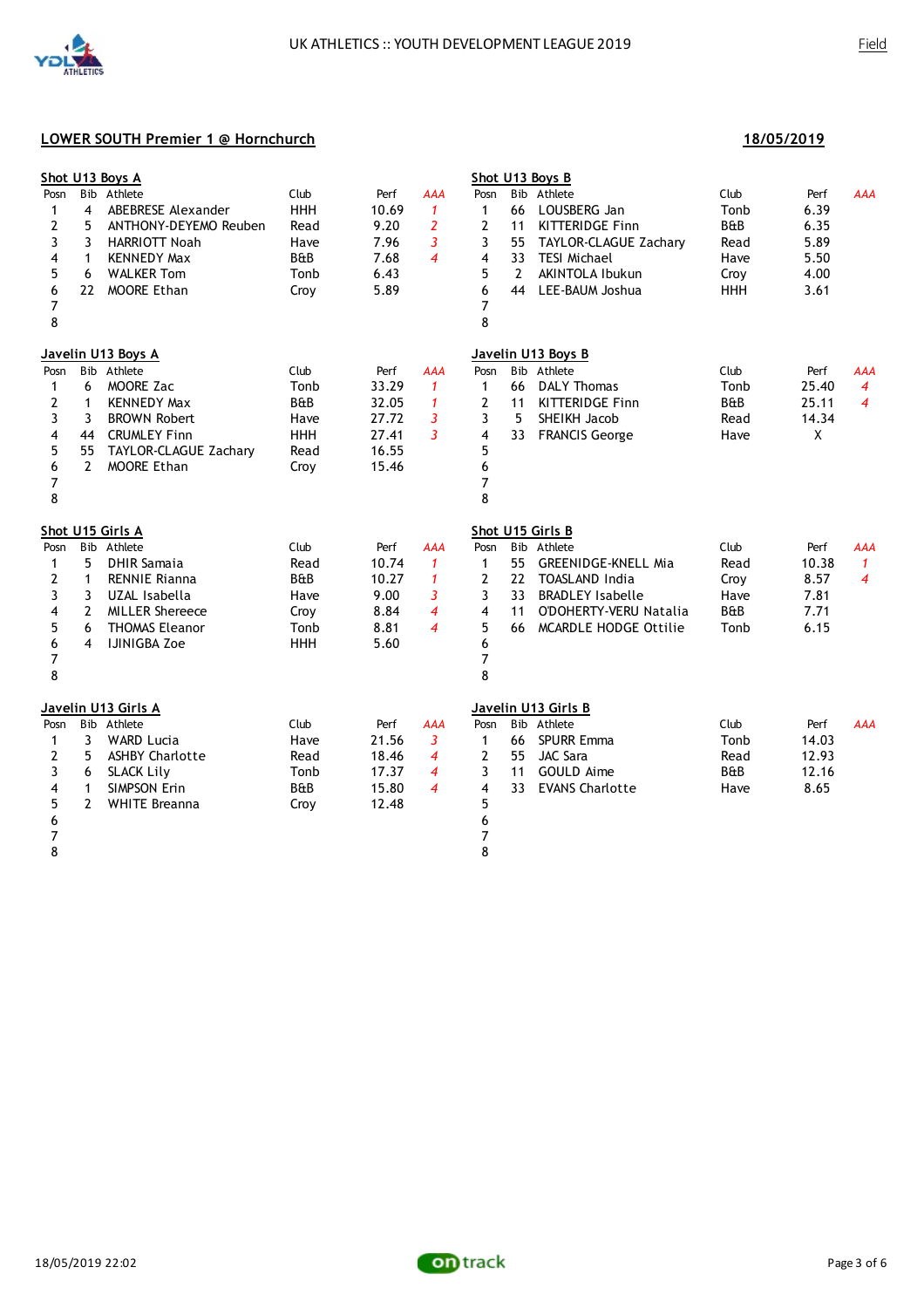UK ATHLETICS :: YOUTH DEVELOPMENT LEAGUE 2019

Field

## LOWER SOUTH Premier 1 @ Hornchurch

**18/05/2019**

### Shot U13 Boys A

| Posn | Bib | Athlete | Club | Perf | AAA |
|---|---|---|---|---|---|
| 1 | 4 | ABEBRESE Alexander | HHH | 10.69 | *1* |
| 2 | 5 | ANTHONY-DEYEMO Reuben | Read | 9.20 | *2* |
| 3 | 3 | HARRIOTT Noah | Have | 7.96 | *3* |
| 4 | 1 | KENNEDY Max | B&B | 7.68 | *4* |
| 5 | 6 | WALKER Tom | Tonb | 6.43 | |
| 6 | 22 | MOORE Ethan | Croy | 5.89 | |
| 7 | | | | | |
| 8 | | | | | |

### Shot U13 Boys B

| Posn | Bib | Athlete | Club | Perf | AAA |
|---|---|---|---|---|---|
| 1 | 66 | LOUSBERG Jan | Tonb | 6.39 | |
| 2 | 11 | KITTERIDGE Finn | B&B | 6.35 | |
| 3 | 55 | TAYLOR-CLAGUE Zachary | Read | 5.89 | |
| 4 | 33 | TESI Michael | Have | 5.50 | |
| 5 | 2 | AKINTOLA Ibukun | Croy | 4.00 | |
| 6 | 44 | LEE-BAUM Joshua | HHH | 3.61 | |
| 7 | | | | | |
| 8 | | | | | |

### Javelin U13 Boys A

| Posn | Bib | Athlete | Club | Perf | AAA |
|---|---|---|---|---|---|
| 1 | 6 | MOORE Zac | Tonb | 33.29 | *1* |
| 2 | 1 | KENNEDY Max | B&B | 32.05 | *1* |
| 3 | 3 | BROWN Robert | Have | 27.72 | *3* |
| 4 | 44 | CRUMLEY Finn | HHH | 27.41 | *3* |
| 5 | 55 | TAYLOR-CLAGUE Zachary | Read | 16.55 | |
| 6 | 2 | MOORE Ethan | Croy | 15.46 | |
| 7 | | | | | |
| 8 | | | | | |

### Javelin U13 Boys B

| Posn | Bib | Athlete | Club | Perf | AAA |
|---|---|---|---|---|---|
| 1 | 66 | DALY Thomas | Tonb | 25.40 | *4* |
| 2 | 11 | KITTERIDGE Finn | B&B | 25.11 | *4* |
| 3 | 5 | SHEIKH Jacob | Read | 14.34 | |
| 4 | 33 | FRANCIS George | Have | X | |
| 5 | | | | | |
| 6 | | | | | |
| 7 | | | | | |
| 8 | | | | | |

### Shot U15 Girls A

| Posn | Bib | Athlete | Club | Perf | AAA |
|---|---|---|---|---|---|
| 1 | 5 | DHIR Samaia | Read | 10.74 | *1* |
| 2 | 1 | RENNIE Rianna | B&B | 10.27 | *1* |
| 3 | 3 | UZAL Isabella | Have | 9.00 | *3* |
| 4 | 2 | MILLER Shereece | Croy | 8.84 | *4* |
| 5 | 6 | THOMAS Eleanor | Tonb | 8.81 | *4* |
| 6 | 4 | IJINIGBA Zoe | HHH | 5.60 | |
| 7 | | | | | |
| 8 | | | | | |

### Shot U15 Girls B

| Posn | Bib | Athlete | Club | Perf | AAA |
|---|---|---|---|---|---|
| 1 | 55 | GREENIDGE-KNELL Mia | Read | 10.38 | *1* |
| 2 | 22 | TOASLAND India | Croy | 8.57 | *4* |
| 3 | 33 | BRADLEY Isabelle | Have | 7.81 | |
| 4 | 11 | ODOHERTY-VERU Natalia | B&B | 7.71 | |
| 5 | 66 | MCARDLE HODGE Ottilie | Tonb | 6.15 | |
| 6 | | | | | |
| 7 | | | | | |
| 8 | | | | | |

### Javelin U13 Girls A

| Posn | Bib | Athlete | Club | Perf | AAA |
|---|---|---|---|---|---|
| 1 | 3 | WARD Lucia | Have | 21.56 | *3* |
| 2 | 5 | ASHBY Charlotte | Read | 18.46 | *4* |
| 3 | 6 | SLACK Lily | Tonb | 17.37 | *4* |
| 4 | 1 | SIMPSON Erin | B&B | 15.80 | *4* |
| 5 | 2 | WHITE Breanna | Croy | 12.48 | |
| 6 | | | | | |
| 7 | | | | | |
| 8 | | | | | |

### Javelin U13 Girls B

| Posn | Bib | Athlete | Club | Perf | AAA |
|---|---|---|---|---|---|
| 1 | 66 | SPURR Emma | Tonb | 14.03 | |
| 2 | 55 | JAC Sara | Read | 12.93 | |
| 3 | 11 | GOULD Aime | B&B | 12.16 | |
| 4 | 33 | EVANS Charlotte | Have | 8.65 | |
| 5 | | | | | |
| 6 | | | | | |
| 7 | | | | | |
| 8 | | | | | |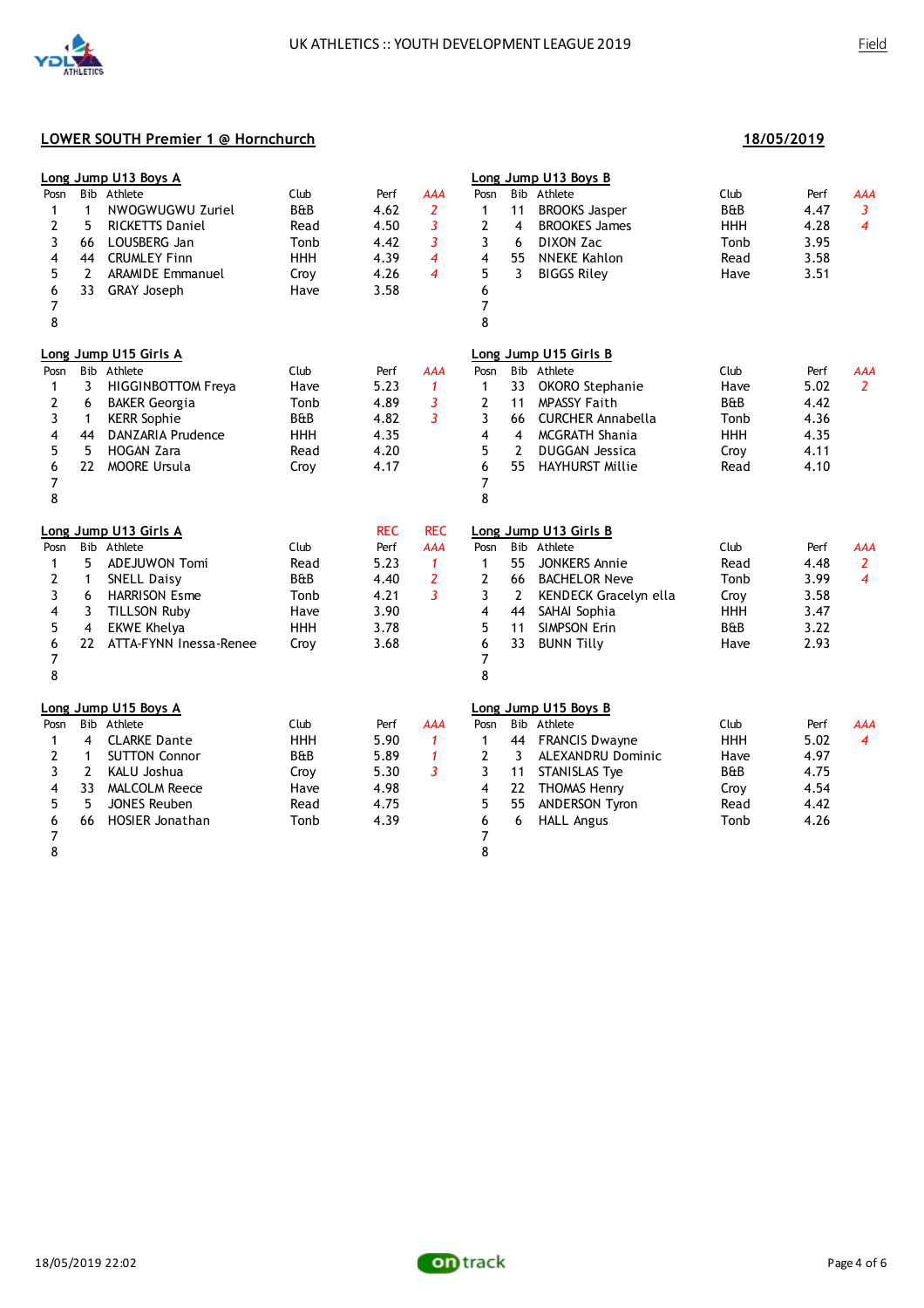UK ATHLETICS :: YOUTH DEVELOPMENT LEAGUE 2019

Field

## LOWER SOUTH Premier 1 @ Hornchurch

18/05/2019

### Long Jump U13 Boys A

| Posn | Bib | Athlete | Club | Perf | AAA |
|---|---|---|---|---|---|
| 1 | 1 | NWOGWUGWU Zuriel | B&B | 4.62 | 2 |
| 2 | 5 | RICKETTS Daniel | Read | 4.50 | 3 |
| 3 | 66 | LOUSBERG Jan | Tonb | 4.42 | 3 |
| 4 | 44 | CRUMLEY Finn | HHH | 4.39 | 4 |
| 5 | 2 | ARAMIDE Emmanuel | Croy | 4.26 | 4 |
| 6 | 33 | GRAY Joseph | Have | 3.58 | |
| 7 | | | | | |
| 8 | | | | | |

### Long Jump U13 Boys B

| Posn | Bib | Athlete | Club | Perf | AAA |
|---|---|---|---|---|---|
| 1 | 11 | BROOKS Jasper | B&B | 4.47 | 3 |
| 2 | 4 | BROOKES James | HHH | 4.28 | 4 |
| 3 | 6 | DIXON Zac | Tonb | 3.95 | |
| 4 | 55 | NNEKE Kahlon | Read | 3.58 | |
| 5 | 3 | BIGGS Riley | Have | 3.51 | |
| 6 | | | | | |
| 7 | | | | | |
| 8 | | | | | |

### Long Jump U15 Girls A

| Posn | Bib | Athlete | Club | Perf | AAA |
|---|---|---|---|---|---|
| 1 | 3 | HIGGINBOTTOM Freya | Have | 5.23 | 1 |
| 2 | 6 | BAKER Georgia | Tonb | 4.89 | 3 |
| 3 | 1 | KERR Sophie | B&B | 4.82 | 3 |
| 4 | 44 | DANZARIA Prudence | HHH | 4.35 | |
| 5 | 5 | HOGAN Zara | Read | 4.20 | |
| 6 | 22 | MOORE Ursula | Croy | 4.17 | |
| 7 | | | | | |
| 8 | | | | | |

### Long Jump U15 Girls B

| Posn | Bib | Athlete | Club | Perf | AAA |
|---|---|---|---|---|---|
| 1 | 33 | OKORO Stephanie | Have | 5.02 | 2 |
| 2 | 11 | MPASSY Faith | B&B | 4.42 | |
| 3 | 66 | CURCHER Annabella | Tonb | 4.36 | |
| 4 | 4 | MCGRATH Shania | HHH | 4.35 | |
| 5 | 2 | DUGGAN Jessica | Croy | 4.11 | |
| 6 | 55 | HAYHURST Millie | Read | 4.10 | |
| 7 | | | | | |
| 8 | | | | | |

### Long Jump U13 Girls A

| Posn | Bib | Athlete | Club | REC Perf | REC AAA |
|---|---|---|---|---|---|
| 1 | 5 | ADEJUWON Tomi | Read | 5.23 | 1 |
| 2 | 1 | SNELL Daisy | B&B | 4.40 | 2 |
| 3 | 6 | HARRISON Esme | Tonb | 4.21 | 3 |
| 4 | 3 | TILLSON Ruby | Have | 3.90 | |
| 5 | 4 | EKWE Khelya | HHH | 3.78 | |
| 6 | 22 | ATTA-FYNN Inessa-Renee | Croy | 3.68 | |
| 7 | | | | | |
| 8 | | | | | |

### Long Jump U13 Girls B

| Posn | Bib | Athlete | Club | Perf | AAA |
|---|---|---|---|---|---|
| 1 | 55 | JONKERS Annie | Read | 4.48 | 2 |
| 2 | 66 | BACHELOR Neve | Tonb | 3.99 | 4 |
| 3 | 2 | KENDECK Gracelyn ella | Croy | 3.58 | |
| 4 | 44 | SAHAI Sophia | HHH | 3.47 | |
| 5 | 11 | SIMPSON Erin | B&B | 3.22 | |
| 6 | 33 | BUNN Tilly | Have | 2.93 | |
| 7 | | | | | |
| 8 | | | | | |

### Long Jump U15 Boys A

| Posn | Bib | Athlete | Club | Perf | AAA |
|---|---|---|---|---|---|
| 1 | 4 | CLARKE Dante | HHH | 5.90 | 1 |
| 2 | 1 | SUTTON Connor | B&B | 5.89 | 1 |
| 3 | 2 | KALU Joshua | Croy | 5.30 | 3 |
| 4 | 33 | MALCOLM Reece | Have | 4.98 | |
| 5 | 5 | JONES Reuben | Read | 4.75 | |
| 6 | 66 | HOSIER Jonathan | Tonb | 4.39 | |
| 7 | | | | | |
| 8 | | | | | |

### Long Jump U15 Boys B

| Posn | Bib | Athlete | Club | Perf | AAA |
|---|---|---|---|---|---|
| 1 | 44 | FRANCIS Dwayne | HHH | 5.02 | 4 |
| 2 | 3 | ALEXANDRU Dominic | Have | 4.97 | |
| 3 | 11 | STANISLAS Tye | B&B | 4.75 | |
| 4 | 22 | THOMAS Henry | Croy | 4.54 | |
| 5 | 55 | ANDERSON Tyron | Read | 4.42 | |
| 6 | 6 | HALL Angus | Tonb | 4.26 | |
| 7 | | | | | |
| 8 | | | | | |

18/05/2019 22:02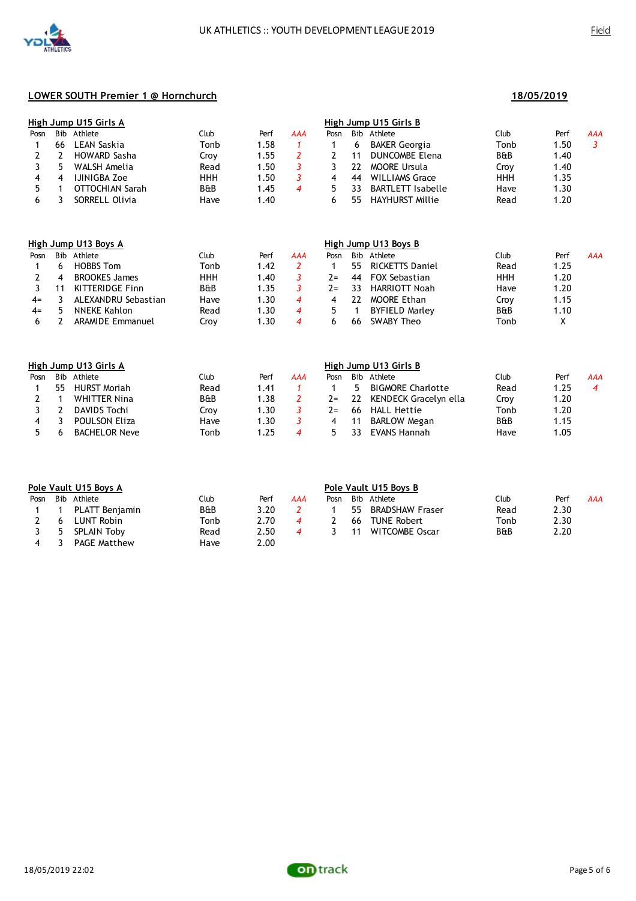UK ATHLETICS :: YOUTH DEVELOPMENT LEAGUE 2019

Field

**LOWER SOUTH Premier 1 @ Hornchurch** **18/05/2019**

**High Jump U15 Girls A**

| Posn | Bib | Athlete | Club | Perf | AAA |
|---|---|---|---|---|---|
| 1 | 66 | LEAN Saskia | Tonb | 1.58 | *1* |
| 2 | 2 | HOWARD Sasha | Croy | 1.55 | *2* |
| 3 | 5 | WALSH Amelia | Read | 1.50 | *3* |
| 4 | 4 | IJINIGBA Zoe | HHH | 1.50 | *3* |
| 5 | 1 | OTTOCHIAN Sarah | B&B | 1.45 | *4* |
| 6 | 3 | SORRELL Olivia | Have | 1.40 | |

**High Jump U15 Girls B**

| Posn | Bib | Athlete | Club | Perf | AAA |
|---|---|---|---|---|---|
| 1 | 6 | BAKER Georgia | Tonb | 1.50 | *3* |
| 2 | 11 | DUNCOMBE Elena | B&B | 1.40 | |
| 3 | 22 | MOORE Ursula | Croy | 1.40 | |
| 4 | 44 | WILLIAMS Grace | HHH | 1.35 | |
| 5 | 33 | BARTLETT Isabelle | Have | 1.30 | |
| 6 | 55 | HAYHURST Millie | Read | 1.20 | |

**High Jump U13 Boys A**

| Posn | Bib | Athlete | Club | Perf | AAA |
|---|---|---|---|---|---|
| 1 | 6 | HOBBS Tom | Tonb | 1.42 | *2* |
| 2 | 4 | BROOKES James | HHH | 1.40 | *3* |
| 3 | 11 | KITTERIDGE Finn | B&B | 1.35 | *3* |
| 4= | 3 | ALEXANDRU Sebastian | Have | 1.30 | *4* |
| 4= | 5 | NNEKE Kahlon | Read | 1.30 | *4* |
| 6 | 2 | ARAMIDE Emmanuel | Croy | 1.30 | *4* |

**High Jump U13 Boys B**

| Posn | Bib | Athlete | Club | Perf | AAA |
|---|---|---|---|---|---|
| 1 | 55 | RICKETTS Daniel | Read | 1.25 | |
| 2= | 44 | FOX Sebastian | HHH | 1.20 | |
| 2= | 33 | HARRIOTT Noah | Have | 1.20 | |
| 4 | 22 | MOORE Ethan | Croy | 1.15 | |
| 5 | 1 | BYFIELD Marley | B&B | 1.10 | |
| 6 | 66 | SWABY Theo | Tonb | X | |

**High Jump U13 Girls A**

| Posn | Bib | Athlete | Club | Perf | AAA |
|---|---|---|---|---|---|
| 1 | 55 | HURST Moriah | Read | 1.41 | *1* |
| 2 | 1 | WHITTER Nina | B&B | 1.38 | *2* |
| 3 | 2 | DAVIDS Tochi | Croy | 1.30 | *3* |
| 4 | 3 | POULSON Eliza | Have | 1.30 | *3* |
| 5 | 6 | BACHELOR Neve | Tonb | 1.25 | *4* |

**High Jump U13 Girls B**

| Posn | Bib | Athlete | Club | Perf | AAA |
|---|---|---|---|---|---|
| 1 | 5 | BIGMORE Charlotte | Read | 1.25 | *4* |
| 2= | 22 | KENDECK Gracelyn ella | Croy | 1.20 | |
| 2= | 66 | HALL Hettie | Tonb | 1.20 | |
| 4 | 11 | BARLOW Megan | B&B | 1.15 | |
| 5 | 33 | EVANS Hannah | Have | 1.05 | |

**Pole Vault U15 Boys A**

| Posn | Bib | Athlete | Club | Perf | AAA |
|---|---|---|---|---|---|
| 1 | 1 | PLATT Benjamin | B&B | 3.20 | *2* |
| 2 | 6 | LUNT Robin | Tonb | 2.70 | *4* |
| 3 | 5 | SPLAIN Toby | Read | 2.50 | *4* |
| 4 | 3 | PAGE Matthew | Have | 2.00 | |

**Pole Vault U15 Boys B**

| Posn | Bib | Athlete | Club | Perf | AAA |
|---|---|---|---|---|---|
| 1 | 55 | BRADSHAW Fraser | Read | 2.30 | |
| 2 | 66 | TUNE Robert | Tonb | 2.30 | |
| 3 | 11 | WITCOMBE Oscar | B&B | 2.20 | |

18/05/2019 22:02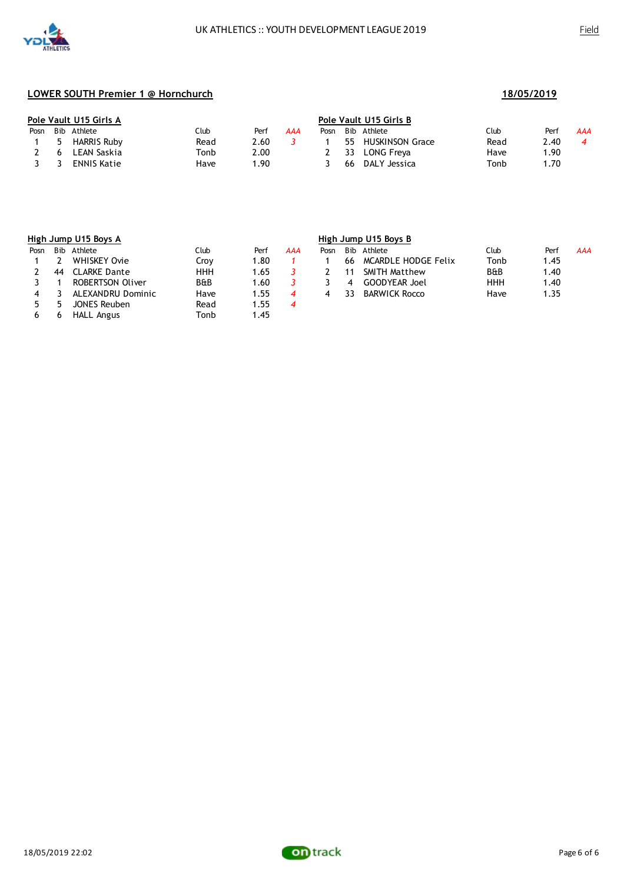## LOWER SOUTH Premier 1 @ Hornchurch

**18/05/2019**

### Pole Vault U15 Girls A

| Posn | Bib | Athlete | Club | Perf | AAA |
|---|---|---|---|---|---|
| 1 | 5 | HARRIS Ruby | Read | 2.60 | 3 |
| 2 | 6 | LEAN Saskia | Tonb | 2.00 | |
| 3 | 3 | ENNIS Katie | Have | 1.90 | |

### Pole Vault U15 Girls B

| Posn | Bib | Athlete | Club | Perf | AAA |
|---|---|---|---|---|---|
| 1 | 55 | HUSKINSON Grace | Read | 2.40 | 4 |
| 2 | 33 | LONG Freya | Have | 1.90 | |
| 3 | 66 | DALY Jessica | Tonb | 1.70 | |

### High Jump U15 Boys A

| Posn | Bib | Athlete | Club | Perf | AAA |
|---|---|---|---|---|---|
| 1 | 2 | WHISKEY Ovie | Croy | 1.80 | 1 |
| 2 | 44 | CLARKE Dante | HHH | 1.65 | 3 |
| 3 | 1 | ROBERTSON Oliver | B&B | 1.60 | 3 |
| 4 | 3 | ALEXANDRU Dominic | Have | 1.55 | 4 |
| 5 | 5 | JONES Reuben | Read | 1.55 | 4 |
| 6 | 6 | HALL Angus | Tonb | 1.45 | |

### High Jump U15 Boys B

| Posn | Bib | Athlete | Club | Perf | AAA |
|---|---|---|---|---|---|
| 1 | 66 | MCARDLE HODGE Felix | Tonb | 1.45 | |
| 2 | 11 | SMITH Matthew | B&B | 1.40 | |
| 3 | 4 | GOODYEAR Joel | HHH | 1.40 | |
| 4 | 33 | BARWICK Rocco | Have | 1.35 | |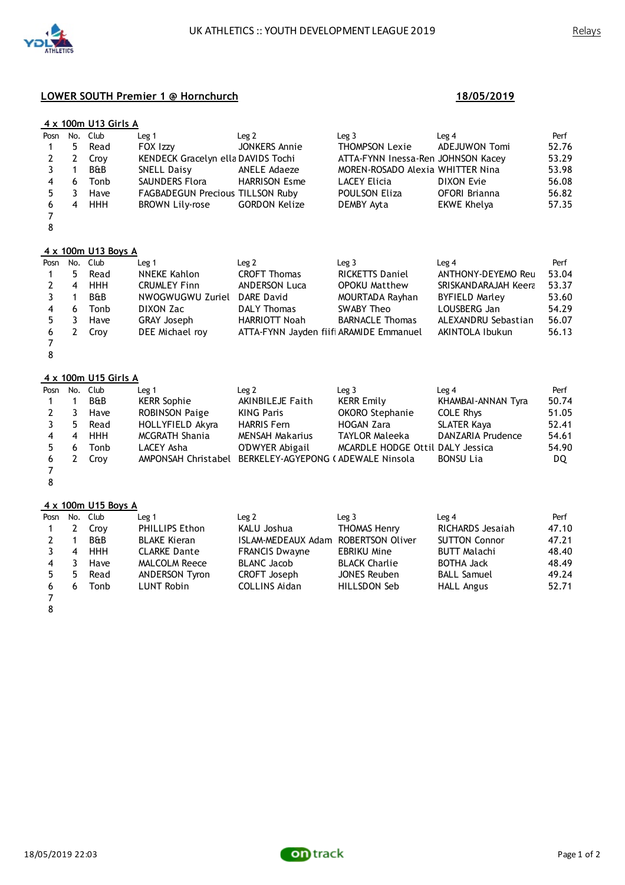UK ATHLETICS :: YOUTH DEVELOPMENT LEAGUE 2019

Relays

## LOWER SOUTH Premier 1 @ Hornchurch

**18/05/2019**

### 4 x 100m U13 Girls A

| Posn | No. | Club | Leg 1 | Leg 2 | Leg 3 | Leg 4 | Perf |
|---|---|---|---|---|---|---|---|
| 1 | 5 | Read | FOX Izzy | JONKERS Annie | THOMPSON Lexie | ADEJUWON Tomi | 52.76 |
| 2 | 2 | Croy | KENDECK Gracelyn ella | DAVIDS Tochi | ATTA-FYNN Inessa-Ren | JOHNSON Kacey | 53.29 |
| 3 | 1 | B&B | SNELL Daisy | ANELE Adaeze | MOREN-ROSADO Alexia | WHITTER Nina | 53.98 |
| 4 | 6 | Tonb | SAUNDERS Flora | HARRISON Esme | LACEY Elicia | DIXON Evie | 56.08 |
| 5 | 3 | Have | FAGBADEGUN Precious | TILLSON Ruby | POULSON Eliza | OFORI Brianna | 56.82 |
| 6 | 4 | HHH | BROWN Lily-rose | GORDON Kelize | DEMBY Ayta | EKWE Khelya | 57.35 |
| 7 | | | | | | | |
| 8 | | | | | | | |

### 4 x 100m U13 Boys A

| Posn | No. | Club | Leg 1 | Leg 2 | Leg 3 | Leg 4 | Perf |
|---|---|---|---|---|---|---|---|
| 1 | 5 | Read | NNEKE Kahlon | CROFT Thomas | RICKETTS Daniel | ANTHONY-DEYEMO Reu | 53.04 |
| 2 | 4 | HHH | CRUMLEY Finn | ANDERSON Luca | OPOKU Matthew | SRISKANDARAJAH Keera | 53.37 |
| 3 | 1 | B&B | NWOGWUGWU Zuriel | DARE David | MOURTADA Rayhan | BYFIELD Marley | 53.60 |
| 4 | 6 | Tonb | DIXON Zac | DALY Thomas | SWABY Theo | LOUSBERG Jan | 54.29 |
| 5 | 3 | Have | GRAY Joseph | HARRIOTT Noah | BARNACLE Thomas | ALEXANDRU Sebastian | 56.07 |
| 6 | 2 | Croy | DEE Michael roy | ATTA-FYNN Jayden fiifi | ARAMIDE Emmanuel | AKINTOLA Ibukun | 56.13 |
| 7 | | | | | | | |
| 8 | | | | | | | |

### 4 x 100m U15 Girls A

| Posn | No. | Club | Leg 1 | Leg 2 | Leg 3 | Leg 4 | Perf |
|---|---|---|---|---|---|---|---|
| 1 | 1 | B&B | KERR Sophie | AKINBILEJE Faith | KERR Emily | KHAMBAI-ANNAN Tyra | 50.74 |
| 2 | 3 | Have | ROBINSON Paige | KING Paris | OKORO Stephanie | COLE Rhys | 51.05 |
| 3 | 5 | Read | HOLLYFIELD Akyra | HARRIS Fern | HOGAN Zara | SLATER Kaya | 52.41 |
| 4 | 4 | HHH | MCGRATH Shania | MENSAH Makarius | TAYLOR Maleeka | DANZARIA Prudence | 54.61 |
| 5 | 6 | Tonb | LACEY Asha | O'DWYER Abigail | MCARDLE HODGE Ottil | DALY Jessica | 54.90 |
| 6 | 2 | Croy | AMPONSAH Christabel | BERKELEY-AGYEPONG ( | ADEWALE Ninsola | BONSU Lia | DQ |
| 7 | | | | | | | |
| 8 | | | | | | | |

### 4 x 100m U15 Boys A

| Posn | No. | Club | Leg 1 | Leg 2 | Leg 3 | Leg 4 | Perf |
|---|---|---|---|---|---|---|---|
| 1 | 2 | Croy | PHILLIPS Ethon | KALU Joshua | THOMAS Henry | RICHARDS Jesaiah | 47.10 |
| 2 | 1 | B&B | BLAKE Kieran | ISLAM-MEDEAUX Adam | ROBERTSON Oliver | SUTTON Connor | 47.21 |
| 3 | 4 | HHH | CLARKE Dante | FRANCIS Dwayne | EBRIKU Mine | BUTT Malachi | 48.40 |
| 4 | 3 | Have | MALCOLM Reece | BLANC Jacob | BLACK Charlie | BOTHA Jack | 48.49 |
| 5 | 5 | Read | ANDERSON Tyron | CROFT Joseph | JONES Reuben | BALL Samuel | 49.24 |
| 6 | 6 | Tonb | LUNT Robin | COLLINS Aidan | HILLSDON Seb | HALL Angus | 52.71 |
| 7 | | | | | | | |
| 8 | | | | | | | |

18/05/2019 22:03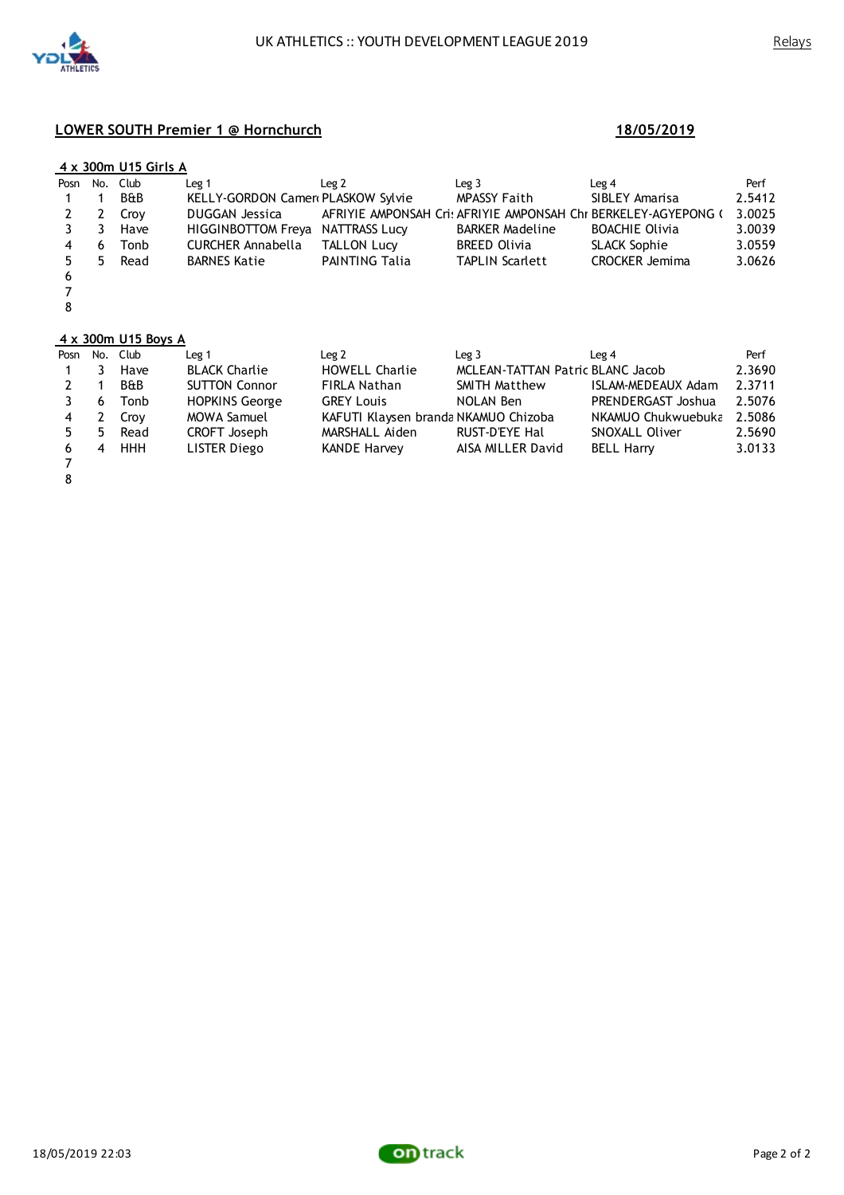UK ATHLETICS :: YOUTH DEVELOPMENT LEAGUE 2019

Relays

## LOWER SOUTH Premier 1 @ Hornchurch

**18/05/2019**

### 4 x 300m U15 Girls A

| Posn | No. | Club | Leg 1 | Leg 2 | Leg 3 | Leg 4 | Perf |
|---|---|---|---|---|---|---|---|
| 1 | 1 | B&B | KELLY-GORDON Camer | PLASKOW Sylvie | MPASSY Faith | SIBLEY Amarisa | 2.5412 |
| 2 | 2 | Croy | DUGGAN Jessica | AFRIYIE AMPONSAH Cri | AFRIYIE AMPONSAH Chr | BERKELEY-AGYEPONG ( | 3.0025 |
| 3 | 3 | Have | HIGGINBOTTOM Freya | NATTRASS Lucy | BARKER Madeline | BOACHIE Olivia | 3.0039 |
| 4 | 6 | Tonb | CURCHER Annabella | TALLON Lucy | BREED Olivia | SLACK Sophie | 3.0559 |
| 5 | 5 | Read | BARNES Katie | PAINTING Talia | TAPLIN Scarlett | CROCKER Jemima | 3.0626 |
| 6 | | | | | | | |
| 7 | | | | | | | |
| 8 | | | | | | | |

### 4 x 300m U15 Boys A

| Posn | No. | Club | Leg 1 | Leg 2 | Leg 3 | Leg 4 | Perf |
|---|---|---|---|---|---|---|---|
| 1 | 3 | Have | BLACK Charlie | HOWELL Charlie | MCLEAN-TATTAN Patric | BLANC Jacob | 2.3690 |
| 2 | 1 | B&B | SUTTON Connor | FIRLA Nathan | SMITH Matthew | ISLAM-MEDEAUX Adam | 2.3711 |
| 3 | 6 | Tonb | HOPKINS George | GREY Louis | NOLAN Ben | PRENDERGAST Joshua | 2.5076 |
| 4 | 2 | Croy | MOWA Samuel | KAFUTI Klaysen branda | NKAMUO Chizoba | NKAMUO Chukwuebuka | 2.5086 |
| 5 | 5 | Read | CROFT Joseph | MARSHALL Aiden | RUST-D'EYE Hal | SNOXALL Oliver | 2.5690 |
| 6 | 4 | HHH | LISTER Diego | KANDE Harvey | AISA MILLER David | BELL Harry | 3.0133 |
| 7 | | | | | | | |
| 8 | | | | | | | |

18/05/2019 22:03